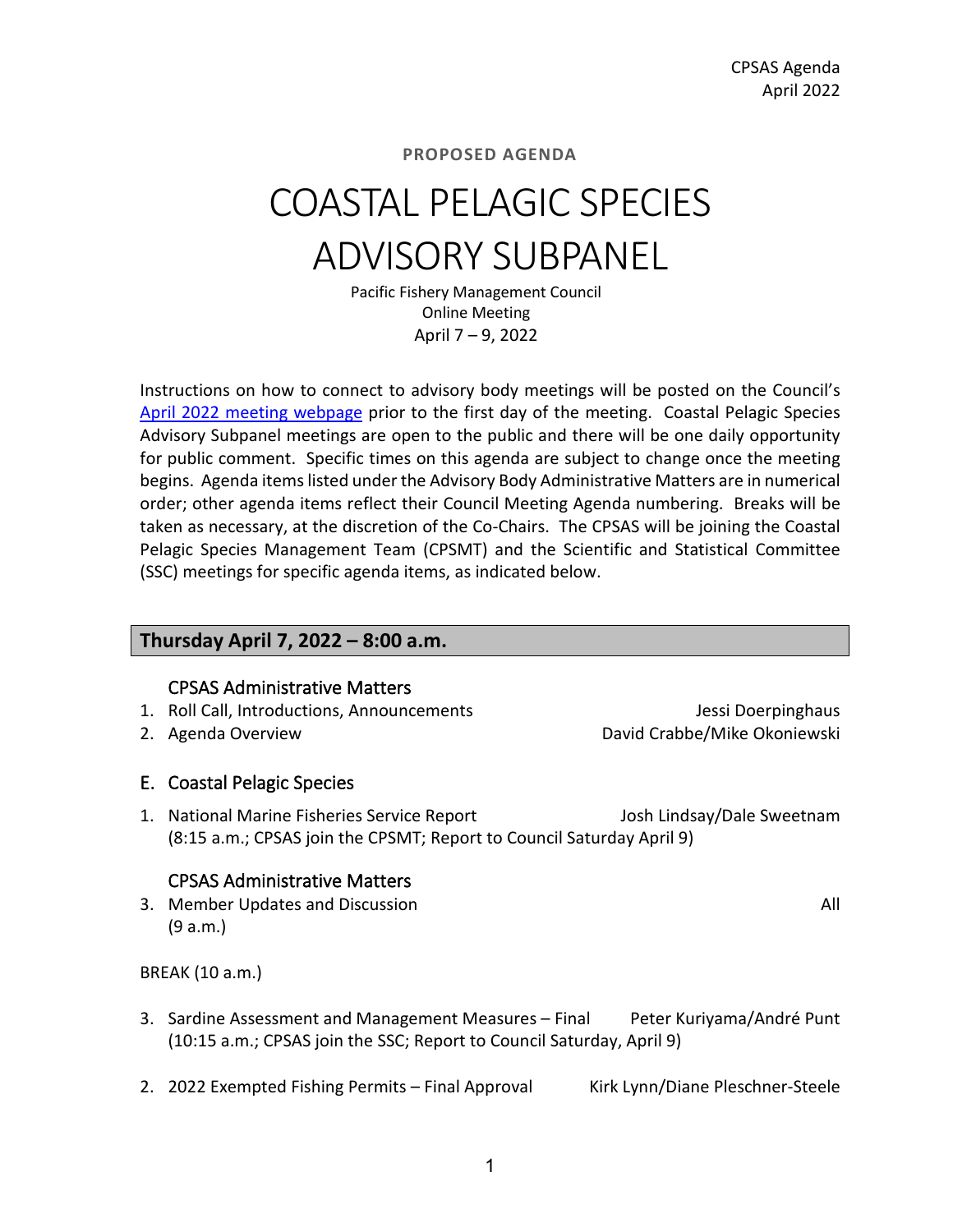**PROPOSED AGENDA**

# COASTAL PELAGIC SPECIES ADVISORY SUBPANEL

Pacific Fishery Management Council
Online Meeting
April 7 – 9, 2022

Instructions on how to connect to advisory body meetings will be posted on the Council's [April 2022 meeting webpage](#) prior to the first day of the meeting. Coastal Pelagic Species Advisory Subpanel meetings are open to the public and there will be one daily opportunity for public comment. Specific times on this agenda are subject to change once the meeting begins. Agenda items listed under the Advisory Body Administrative Matters are in numerical order; other agenda items reflect their Council Meeting Agenda numbering. Breaks will be taken as necessary, at the discretion of the Co-Chairs. The CPSAS will be joining the Coastal Pelagic Species Management Team (CPSMT) and the Scientific and Statistical Committee (SSC) meetings for specific agenda items, as indicated below.

## Thursday April 7, 2022 – 8:00 a.m.

### CPSAS Administrative Matters

1. Roll Call, Introductions, Announcements — Jessi Doerpinghaus
2. Agenda Overview — David Crabbe/Mike Okoniewski

### E. Coastal Pelagic Species

1. National Marine Fisheries Service Report — Josh Lindsay/Dale Sweetnam
   (8:15 a.m.; CPSAS join the CPSMT; Report to Council Saturday April 9)

### CPSAS Administrative Matters

3. Member Updates and Discussion — All
   (9 a.m.)

BREAK (10 a.m.)

3. Sardine Assessment and Management Measures – Final — Peter Kuriyama/André Punt
   (10:15 a.m.; CPSAS join the SSC; Report to Council Saturday, April 9)

2. 2022 Exempted Fishing Permits – Final Approval — Kirk Lynn/Diane Pleschner-Steele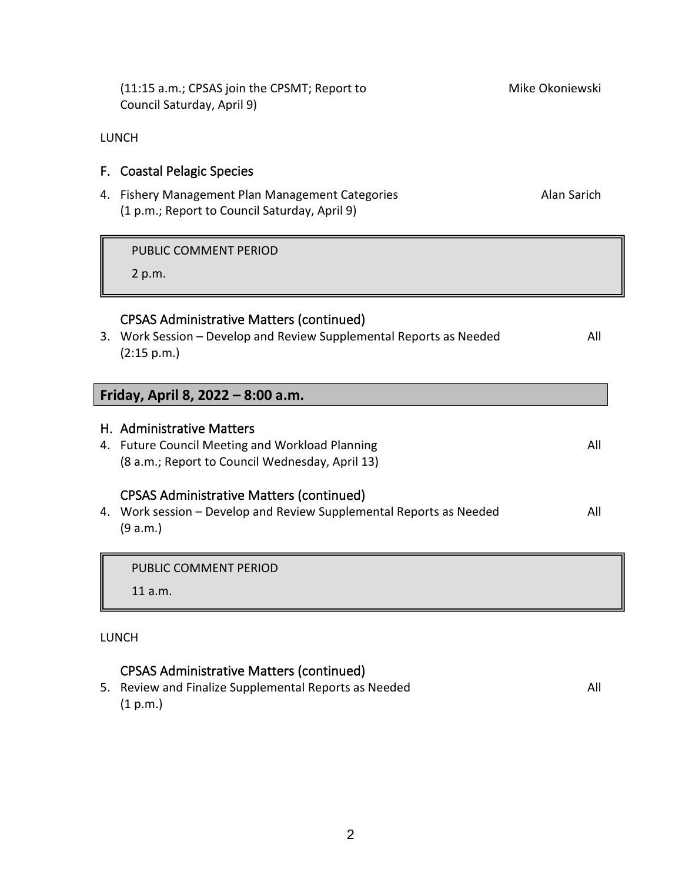(11:15 a.m.; CPSAS join the CPSMT; Report to Council Saturday, April 9) — Mike Okoniewski

LUNCH

### F. Coastal Pelagic Species

4. Fishery Management Plan Management Categories — Alan Sarich
   (1 p.m.; Report to Council Saturday, April 9)

> PUBLIC COMMENT PERIOD
>
> 2 p.m.

### CPSAS Administrative Matters (continued)

3. Work Session – Develop and Review Supplemental Reports as Needed — All
   (2:15 p.m.)

## Friday, April 8, 2022 – 8:00 a.m.

### H. Administrative Matters

4. Future Council Meeting and Workload Planning — All
   (8 a.m.; Report to Council Wednesday, April 13)

### CPSAS Administrative Matters (continued)

4. Work session – Develop and Review Supplemental Reports as Needed — All
   (9 a.m.)

> PUBLIC COMMENT PERIOD
>
> 11 a.m.

LUNCH

### CPSAS Administrative Matters (continued)

5. Review and Finalize Supplemental Reports as Needed — All
   (1 p.m.)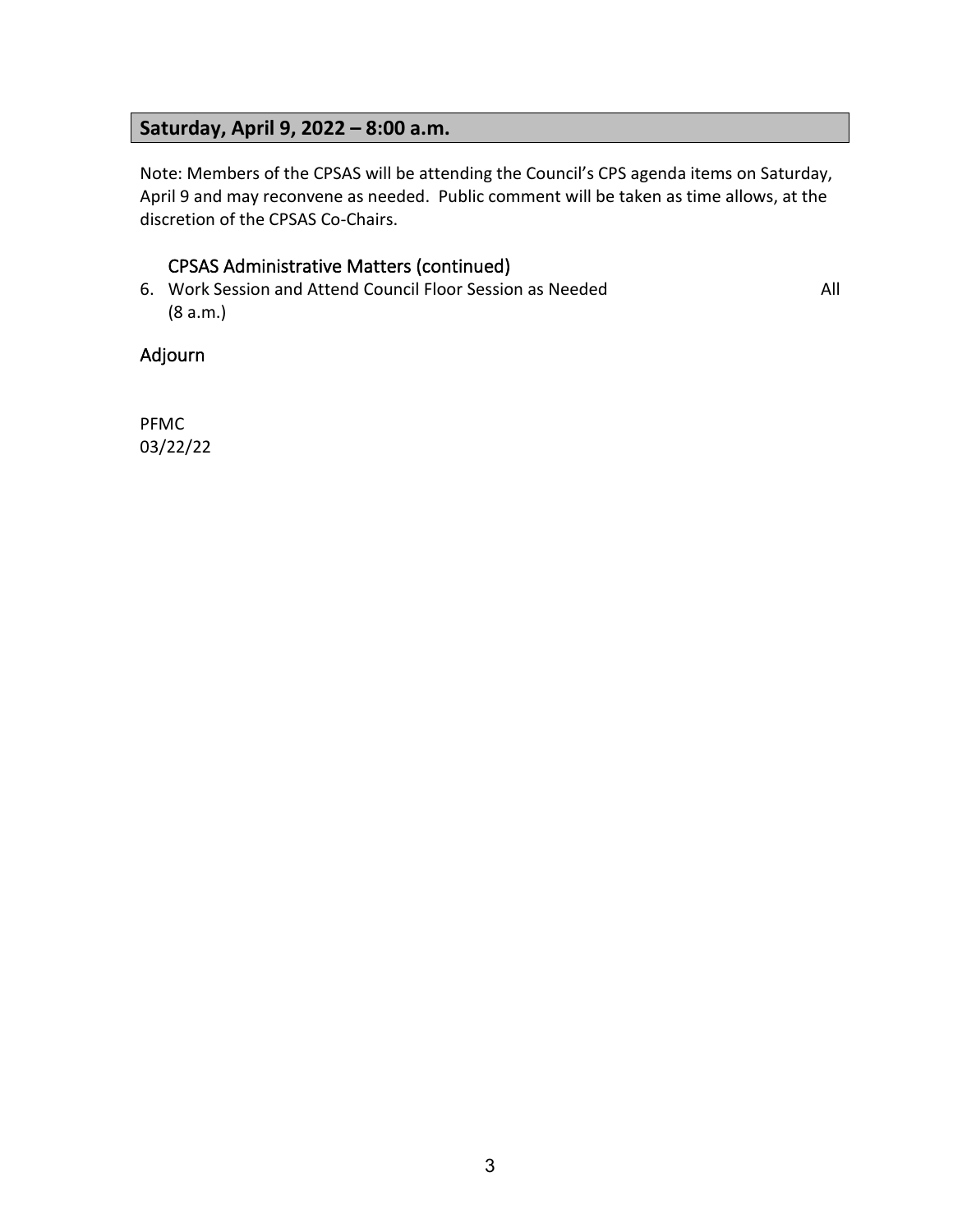## Saturday, April 9, 2022 – 8:00 a.m.

Note: Members of the CPSAS will be attending the Council's CPS agenda items on Saturday, April 9 and may reconvene as needed. Public comment will be taken as time allows, at the discretion of the CPSAS Co-Chairs.

### CPSAS Administrative Matters (continued)

6. Work Session and Attend Council Floor Session as Needed — All
   (8 a.m.)

### Adjourn

PFMC
03/22/22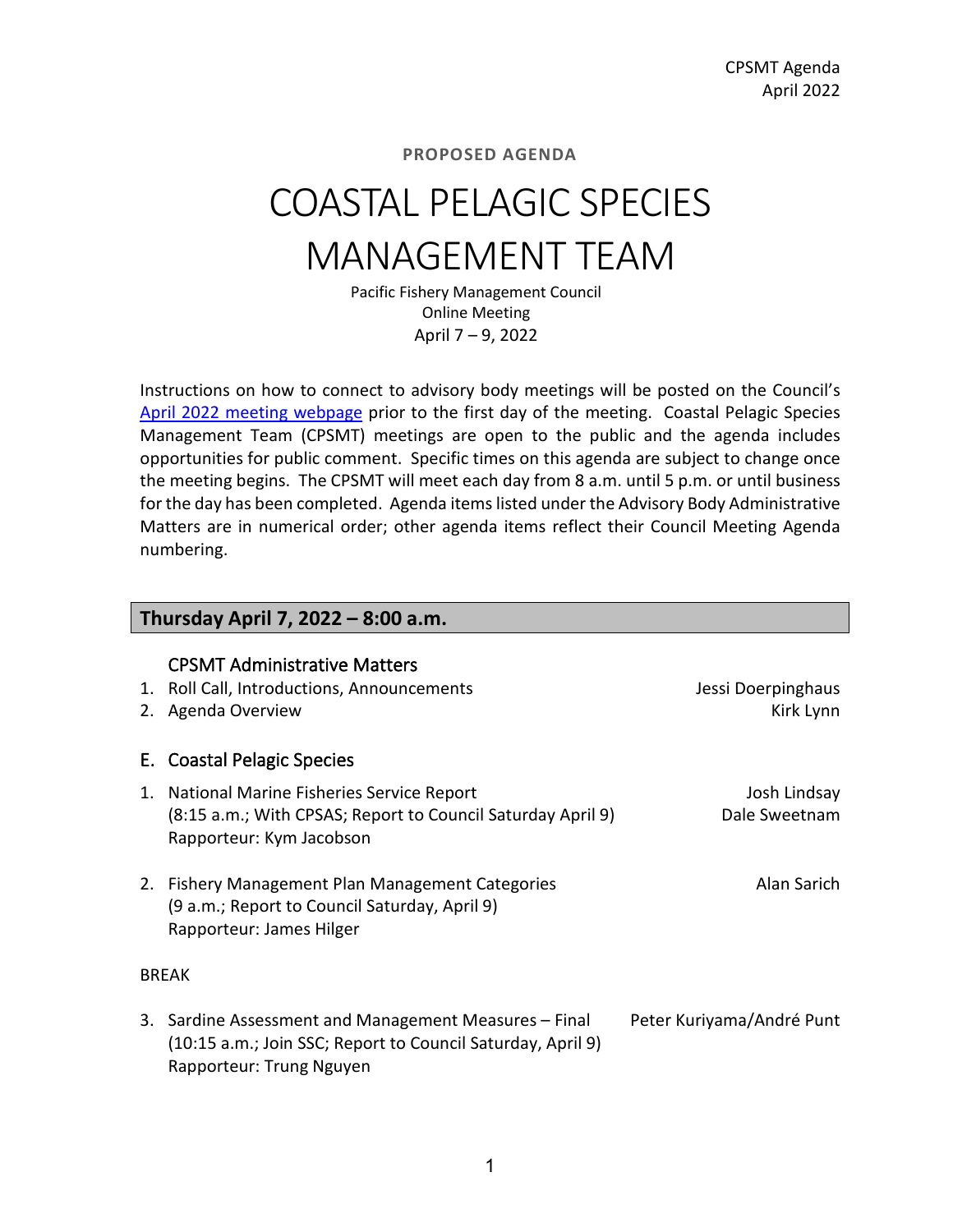**PROPOSED AGENDA**

# COASTAL PELAGIC SPECIES MANAGEMENT TEAM

Pacific Fishery Management Council
Online Meeting
April 7 – 9, 2022

Instructions on how to connect to advisory body meetings will be posted on the Council's [April 2022 meeting webpage](#) prior to the first day of the meeting. Coastal Pelagic Species Management Team (CPSMT) meetings are open to the public and the agenda includes opportunities for public comment. Specific times on this agenda are subject to change once the meeting begins. The CPSMT will meet each day from 8 a.m. until 5 p.m. or until business for the day has been completed. Agenda items listed under the Advisory Body Administrative Matters are in numerical order; other agenda items reflect their Council Meeting Agenda numbering.

## Thursday April 7, 2022 – 8:00 a.m.

### CPSMT Administrative Matters

1. Roll Call, Introductions, Announcements — Jessi Doerpinghaus
2. Agenda Overview — Kirk Lynn

### E. Coastal Pelagic Species

1. National Marine Fisheries Service Report — Josh Lindsay, Dale Sweetnam
   (8:15 a.m.; With CPSAS; Report to Council Saturday April 9)
   Rapporteur: Kym Jacobson

2. Fishery Management Plan Management Categories — Alan Sarich
   (9 a.m.; Report to Council Saturday, April 9)
   Rapporteur: James Hilger

BREAK

3. Sardine Assessment and Management Measures – Final — Peter Kuriyama/André Punt
   (10:15 a.m.; Join SSC; Report to Council Saturday, April 9)
   Rapporteur: Trung Nguyen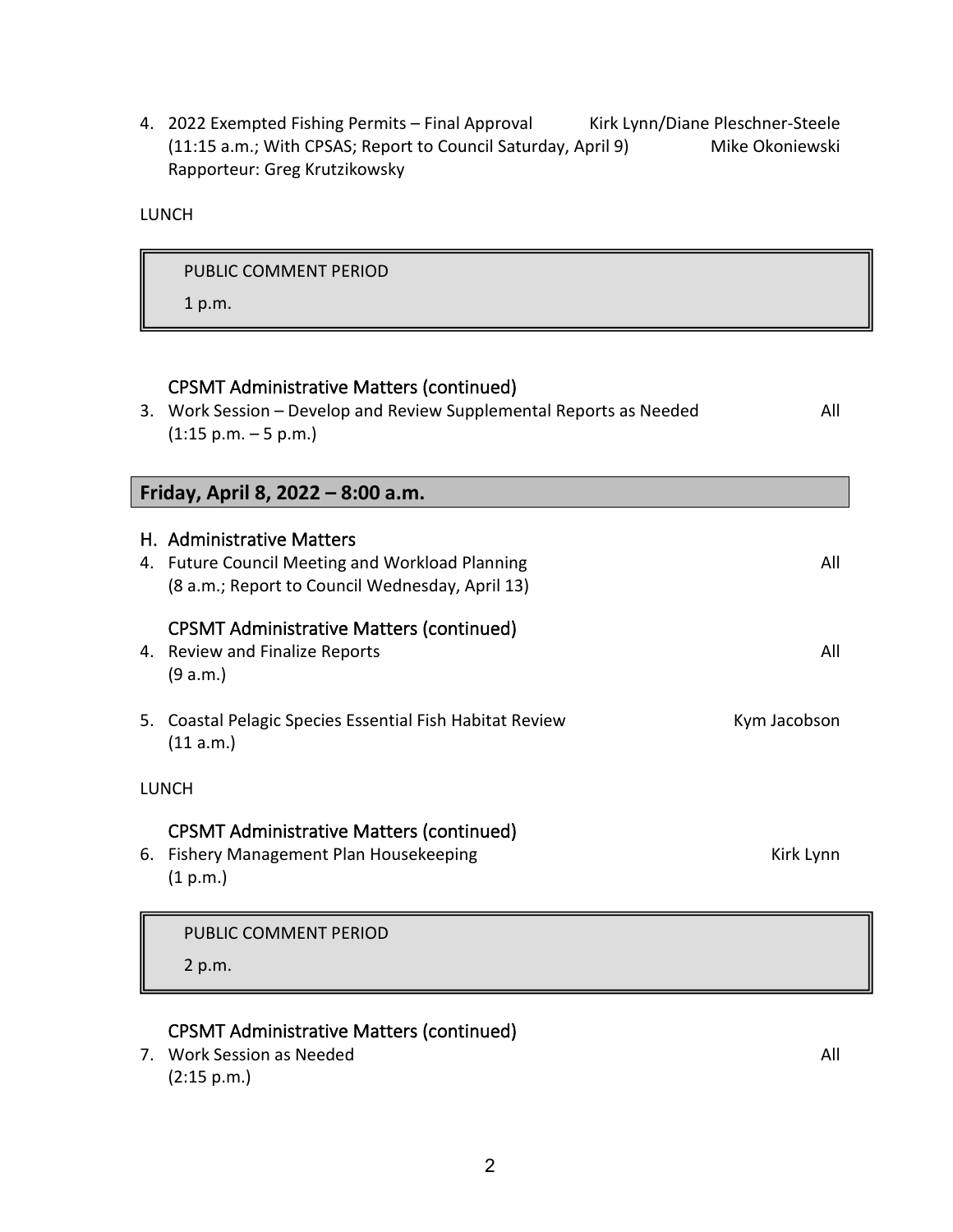4. 2022 Exempted Fishing Permits – Final Approval Kirk Lynn/Diane Pleschner-Steele
   (11:15 a.m.; With CPSAS; Report to Council Saturday, April 9) Mike Okoniewski
   Rapporteur: Greg Krutzikowsky

LUNCH

> PUBLIC COMMENT PERIOD
>
> 1 p.m.

### CPSMT Administrative Matters (continued)

3. Work Session – Develop and Review Supplemental Reports as Needed All
   (1:15 p.m. – 5 p.m.)

## Friday, April 8, 2022 – 8:00 a.m.

### H. Administrative Matters

4. Future Council Meeting and Workload Planning All
   (8 a.m.; Report to Council Wednesday, April 13)

### CPSMT Administrative Matters (continued)

4. Review and Finalize Reports All
   (9 a.m.)

5. Coastal Pelagic Species Essential Fish Habitat Review Kym Jacobson
   (11 a.m.)

LUNCH

### CPSMT Administrative Matters (continued)

6. Fishery Management Plan Housekeeping Kirk Lynn
   (1 p.m.)

> PUBLIC COMMENT PERIOD
>
> 2 p.m.

### CPSMT Administrative Matters (continued)

7. Work Session as Needed All
   (2:15 p.m.)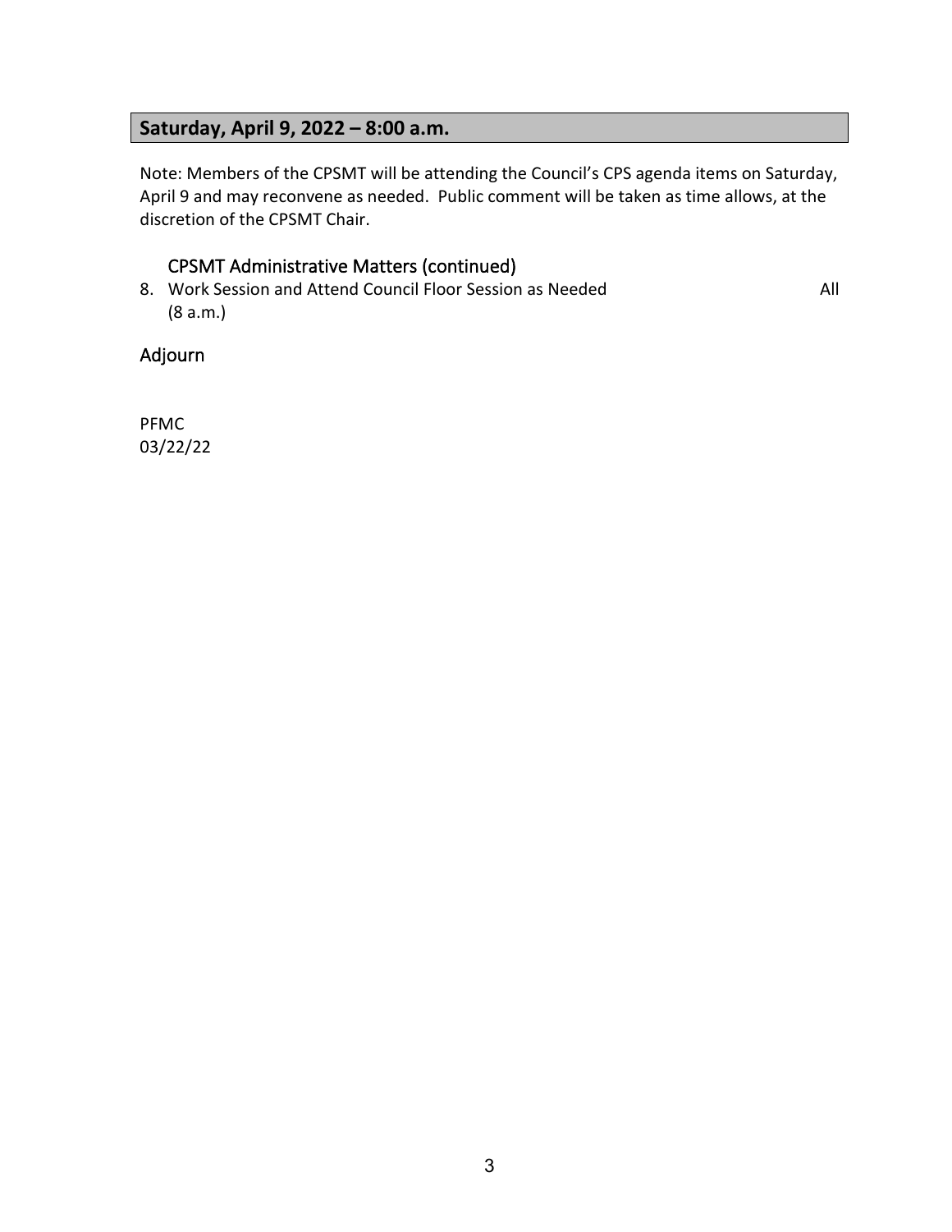## Saturday, April 9, 2022 – 8:00 a.m.

Note: Members of the CPSMT will be attending the Council's CPS agenda items on Saturday, April 9 and may reconvene as needed. Public comment will be taken as time allows, at the discretion of the CPSMT Chair.

### CPSMT Administrative Matters (continued)

8. Work Session and Attend Council Floor Session as Needed (8 a.m.) — All

### Adjourn

PFMC
03/22/22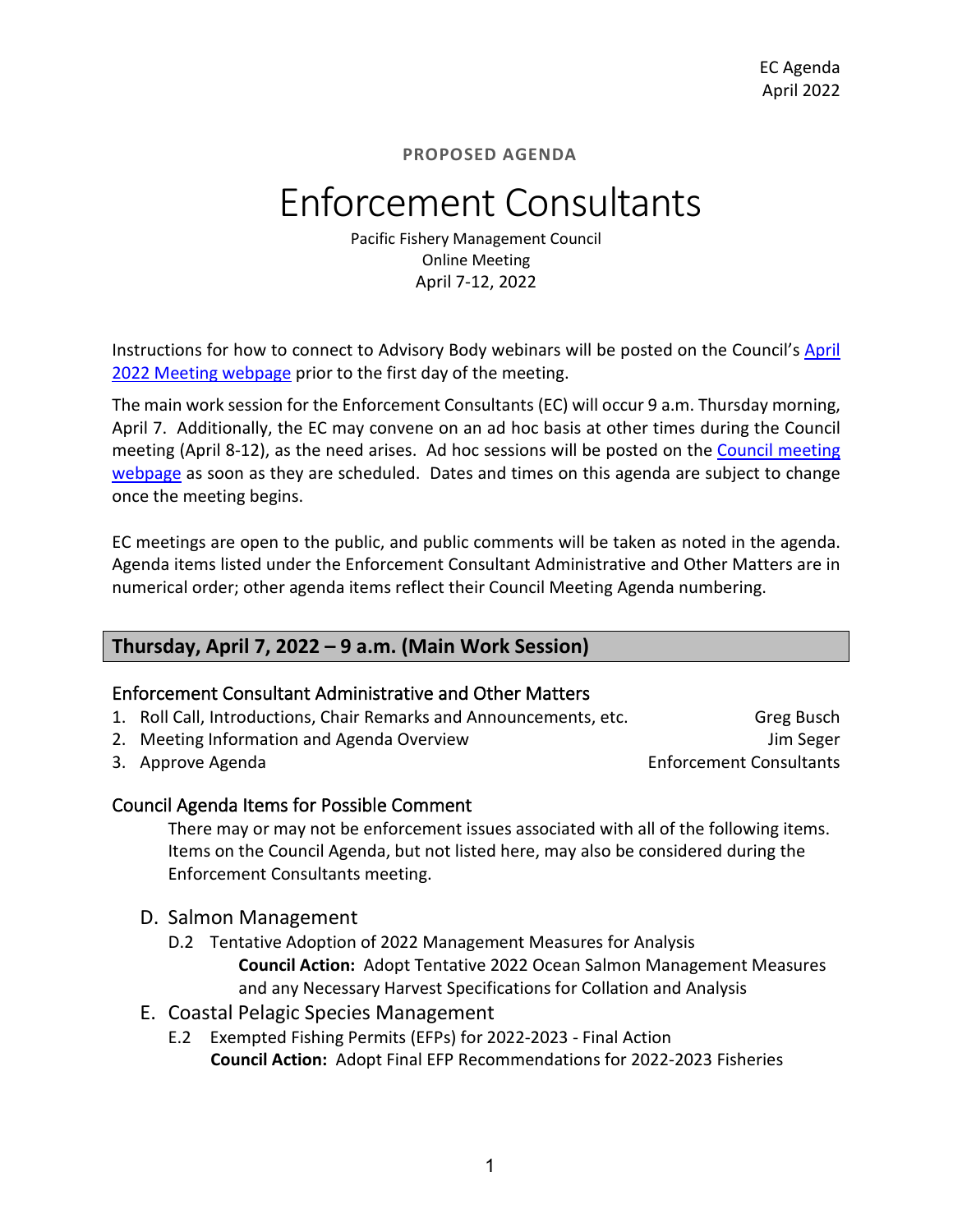EC Agenda
April 2022

**PROPOSED AGENDA**

# Enforcement Consultants

Pacific Fishery Management Council
Online Meeting
April 7-12, 2022

Instructions for how to connect to Advisory Body webinars will be posted on the Council's April 2022 Meeting webpage prior to the first day of the meeting.

The main work session for the Enforcement Consultants (EC) will occur 9 a.m. Thursday morning, April 7. Additionally, the EC may convene on an ad hoc basis at other times during the Council meeting (April 8-12), as the need arises. Ad hoc sessions will be posted on the Council meeting webpage as soon as they are scheduled. Dates and times on this agenda are subject to change once the meeting begins.

EC meetings are open to the public, and public comments will be taken as noted in the agenda. Agenda items listed under the Enforcement Consultant Administrative and Other Matters are in numerical order; other agenda items reflect their Council Meeting Agenda numbering.

## Thursday, April 7, 2022 – 9 a.m. (Main Work Session)

### Enforcement Consultant Administrative and Other Matters

1. Roll Call, Introductions, Chair Remarks and Announcements, etc. — Greg Busch
2. Meeting Information and Agenda Overview — Jim Seger
3. Approve Agenda — Enforcement Consultants

### Council Agenda Items for Possible Comment

There may or may not be enforcement issues associated with all of the following items. Items on the Council Agenda, but not listed here, may also be considered during the Enforcement Consultants meeting.

D. Salmon Management
- D.2 Tentative Adoption of 2022 Management Measures for Analysis
  **Council Action:** Adopt Tentative 2022 Ocean Salmon Management Measures and any Necessary Harvest Specifications for Collation and Analysis

E. Coastal Pelagic Species Management
- E.2 Exempted Fishing Permits (EFPs) for 2022-2023 - Final Action
  **Council Action:** Adopt Final EFP Recommendations for 2022-2023 Fisheries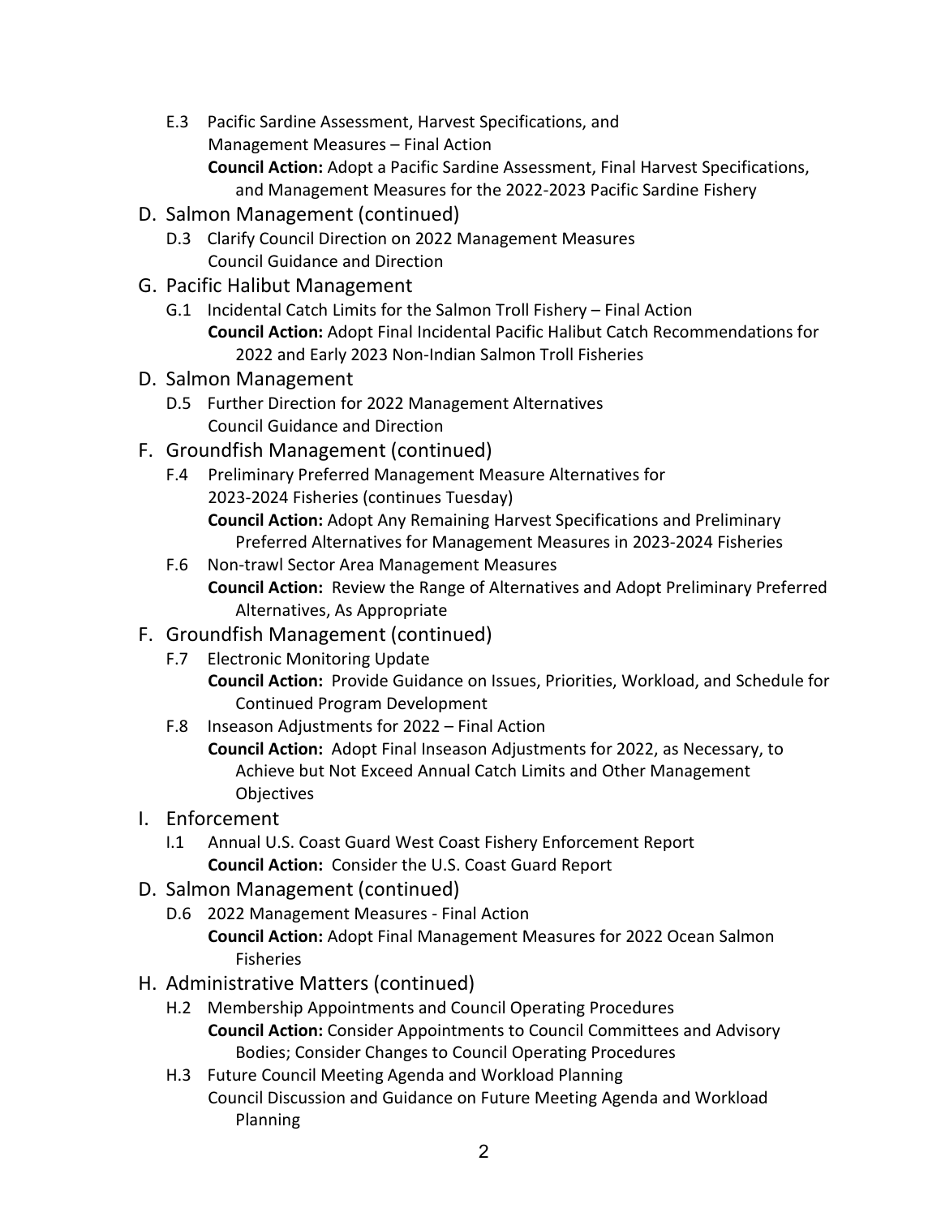E.3 Pacific Sardine Assessment, Harvest Specifications, and Management Measures – Final Action

**Council Action:** Adopt a Pacific Sardine Assessment, Final Harvest Specifications, and Management Measures for the 2022-2023 Pacific Sardine Fishery

D. Salmon Management (continued)

D.3 Clarify Council Direction on 2022 Management Measures

Council Guidance and Direction

G. Pacific Halibut Management

G.1 Incidental Catch Limits for the Salmon Troll Fishery – Final Action

**Council Action:** Adopt Final Incidental Pacific Halibut Catch Recommendations for 2022 and Early 2023 Non-Indian Salmon Troll Fisheries

D. Salmon Management

D.5 Further Direction for 2022 Management Alternatives

Council Guidance and Direction

F. Groundfish Management (continued)

F.4 Preliminary Preferred Management Measure Alternatives for 2023-2024 Fisheries (continues Tuesday)

**Council Action:** Adopt Any Remaining Harvest Specifications and Preliminary Preferred Alternatives for Management Measures in 2023-2024 Fisheries

F.6 Non-trawl Sector Area Management Measures

**Council Action:** Review the Range of Alternatives and Adopt Preliminary Preferred Alternatives, As Appropriate

F. Groundfish Management (continued)

F.7 Electronic Monitoring Update

**Council Action:** Provide Guidance on Issues, Priorities, Workload, and Schedule for Continued Program Development

F.8 Inseason Adjustments for 2022 – Final Action

**Council Action:** Adopt Final Inseason Adjustments for 2022, as Necessary, to Achieve but Not Exceed Annual Catch Limits and Other Management Objectives

I. Enforcement

I.1 Annual U.S. Coast Guard West Coast Fishery Enforcement Report

**Council Action:** Consider the U.S. Coast Guard Report

D. Salmon Management (continued)

D.6 2022 Management Measures - Final Action

**Council Action:** Adopt Final Management Measures for 2022 Ocean Salmon Fisheries

H. Administrative Matters (continued)

H.2 Membership Appointments and Council Operating Procedures

**Council Action:** Consider Appointments to Council Committees and Advisory Bodies; Consider Changes to Council Operating Procedures

H.3 Future Council Meeting Agenda and Workload Planning

Council Discussion and Guidance on Future Meeting Agenda and Workload Planning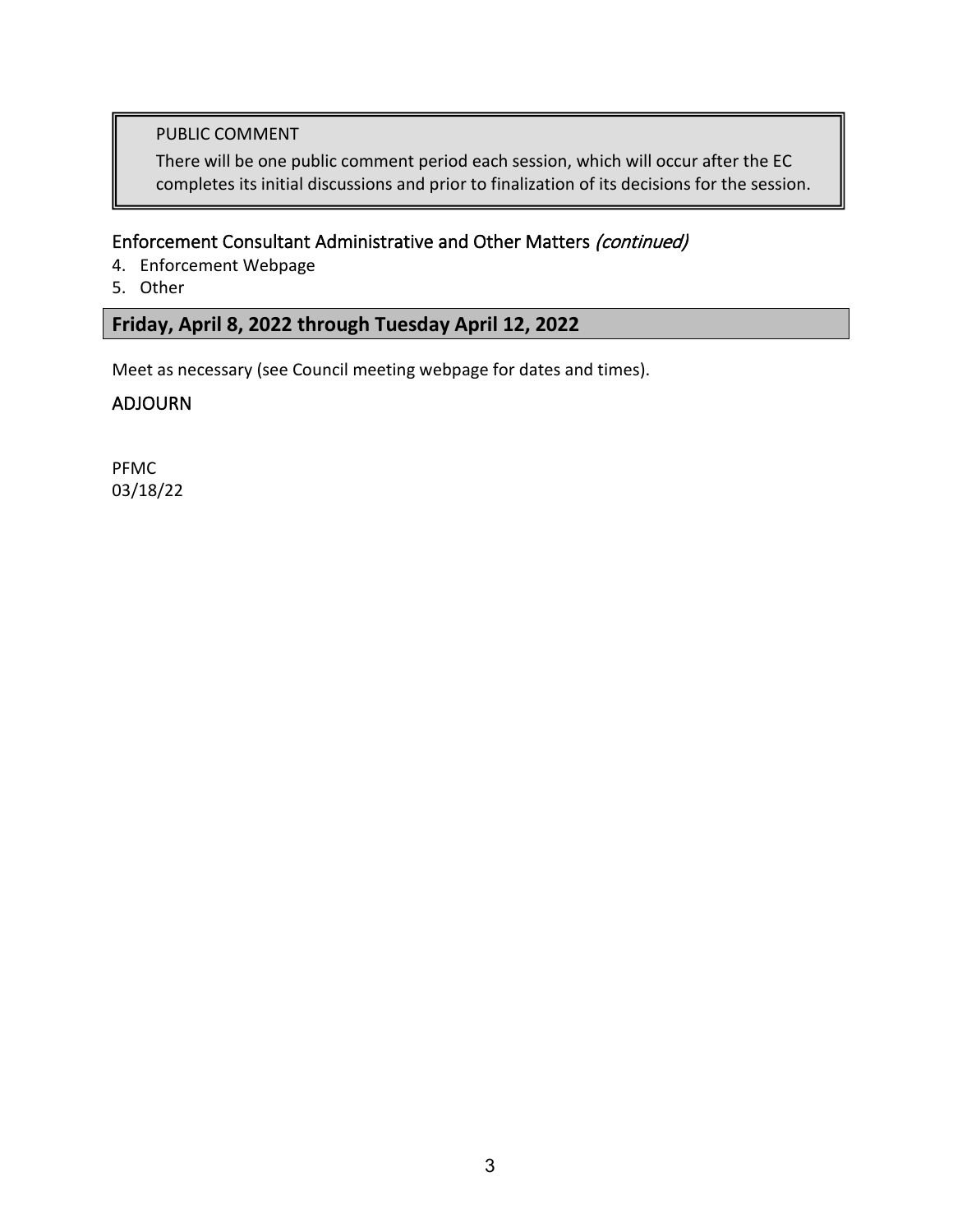PUBLIC COMMENT

There will be one public comment period each session, which will occur after the EC completes its initial discussions and prior to finalization of its decisions for the session.

### Enforcement Consultant Administrative and Other Matters *(continued)*

4. Enforcement Webpage
5. Other

## Friday, April 8, 2022 through Tuesday April 12, 2022

Meet as necessary (see Council meeting webpage for dates and times).

### ADJOURN

PFMC
03/18/22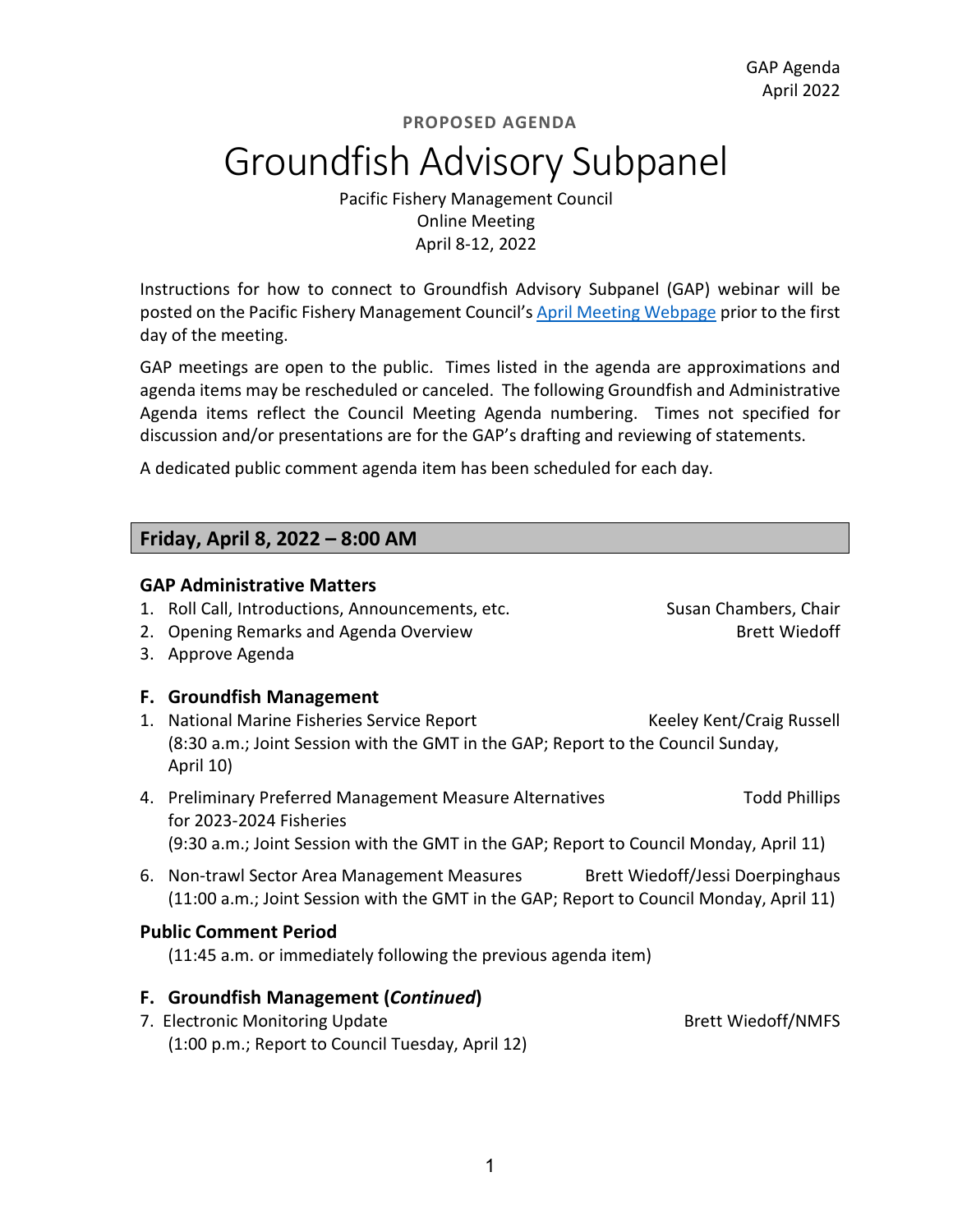**PROPOSED AGENDA**

# Groundfish Advisory Subpanel

Pacific Fishery Management Council
Online Meeting
April 8-12, 2022

Instructions for how to connect to Groundfish Advisory Subpanel (GAP) webinar will be posted on the Pacific Fishery Management Council's April Meeting Webpage prior to the first day of the meeting.

GAP meetings are open to the public. Times listed in the agenda are approximations and agenda items may be rescheduled or canceled. The following Groundfish and Administrative Agenda items reflect the Council Meeting Agenda numbering. Times not specified for discussion and/or presentations are for the GAP's drafting and reviewing of statements.

A dedicated public comment agenda item has been scheduled for each day.

## Friday, April 8, 2022 – 8:00 AM

### GAP Administrative Matters

1. Roll Call, Introductions, Announcements, etc. — Susan Chambers, Chair
2. Opening Remarks and Agenda Overview — Brett Wiedoff
3. Approve Agenda

### F. Groundfish Management

1. National Marine Fisheries Service Report — Keeley Kent/Craig Russell
   (8:30 a.m.; Joint Session with the GMT in the GAP; Report to the Council Sunday, April 10)

4. Preliminary Preferred Management Measure Alternatives for 2023-2024 Fisheries — Todd Phillips
   (9:30 a.m.; Joint Session with the GMT in the GAP; Report to Council Monday, April 11)

6. Non-trawl Sector Area Management Measures — Brett Wiedoff/Jessi Doerpinghaus
   (11:00 a.m.; Joint Session with the GMT in the GAP; Report to Council Monday, April 11)

### Public Comment Period

(11:45 a.m. or immediately following the previous agenda item)

### F. Groundfish Management (*Continued*)

7. Electronic Monitoring Update — Brett Wiedoff/NMFS
   (1:00 p.m.; Report to Council Tuesday, April 12)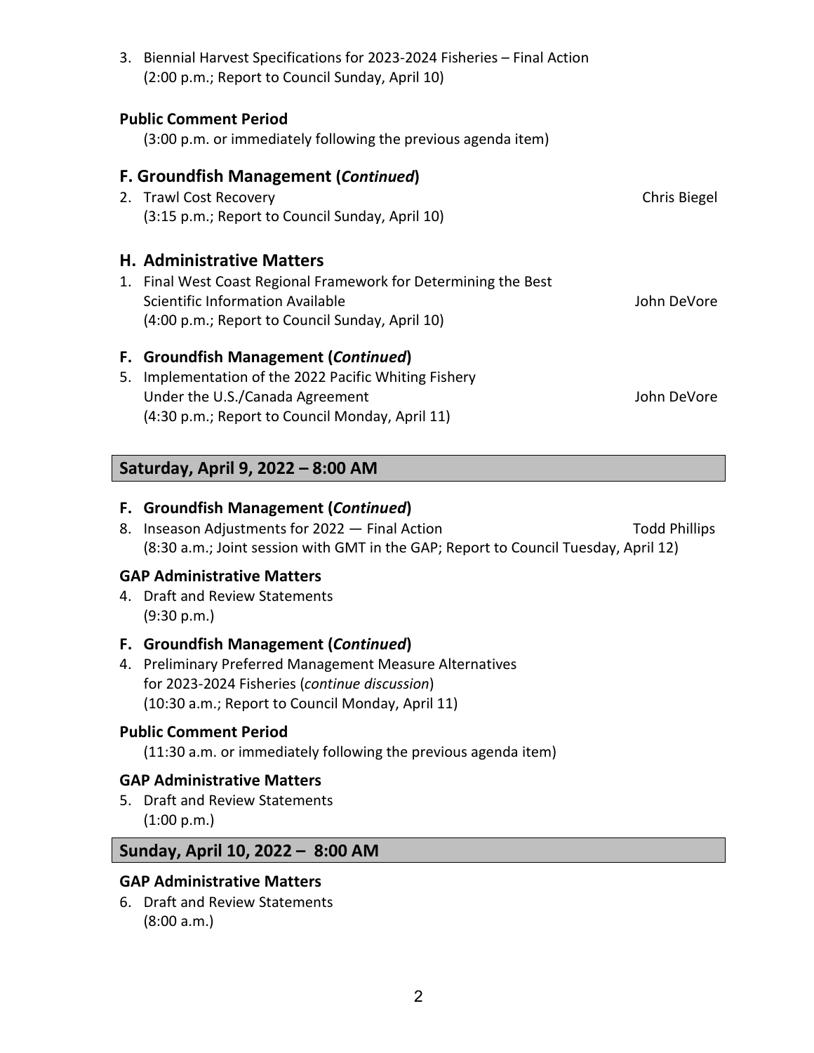3. Biennial Harvest Specifications for 2023-2024 Fisheries – Final Action
   (2:00 p.m.; Report to Council Sunday, April 10)

**Public Comment Period**

(3:00 p.m. or immediately following the previous agenda item)

### F. Groundfish Management (*Continued*)

2. Trawl Cost Recovery — Chris Biegel
   (3:15 p.m.; Report to Council Sunday, April 10)

### H. Administrative Matters

1. Final West Coast Regional Framework for Determining the Best Scientific Information Available — John DeVore
   (4:00 p.m.; Report to Council Sunday, April 10)

### F. Groundfish Management (*Continued*)

5. Implementation of the 2022 Pacific Whiting Fishery Under the U.S./Canada Agreement — John DeVore
   (4:30 p.m.; Report to Council Monday, April 11)

## Saturday, April 9, 2022 – 8:00 AM

### F. Groundfish Management (*Continued*)

8. Inseason Adjustments for 2022 — Final Action — Todd Phillips
   (8:30 a.m.; Joint session with GMT in the GAP; Report to Council Tuesday, April 12)

**GAP Administrative Matters**

4. Draft and Review Statements
   (9:30 p.m.)

### F. Groundfish Management (*Continued*)

4. Preliminary Preferred Management Measure Alternatives for 2023-2024 Fisheries (*continue discussion*)
   (10:30 a.m.; Report to Council Monday, April 11)

**Public Comment Period**

(11:30 a.m. or immediately following the previous agenda item)

**GAP Administrative Matters**

5. Draft and Review Statements
   (1:00 p.m.)

## Sunday, April 10, 2022 – 8:00 AM

**GAP Administrative Matters**

6. Draft and Review Statements
   (8:00 a.m.)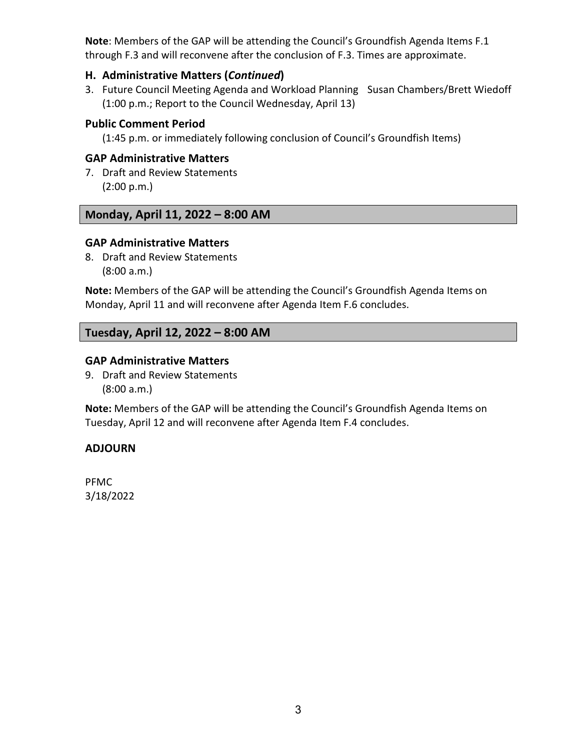**Note**: Members of the GAP will be attending the Council's Groundfish Agenda Items F.1 through F.3 and will reconvene after the conclusion of F.3. Times are approximate.

### H. Administrative Matters (*Continued*)

3. Future Council Meeting Agenda and Workload Planning Susan Chambers/Brett Wiedoff
   (1:00 p.m.; Report to the Council Wednesday, April 13)

### Public Comment Period

(1:45 p.m. or immediately following conclusion of Council's Groundfish Items)

### GAP Administrative Matters

7. Draft and Review Statements
   (2:00 p.m.)

## Monday, April 11, 2022 – 8:00 AM

### GAP Administrative Matters

8. Draft and Review Statements
   (8:00 a.m.)

**Note:** Members of the GAP will be attending the Council's Groundfish Agenda Items on Monday, April 11 and will reconvene after Agenda Item F.6 concludes.

## Tuesday, April 12, 2022 – 8:00 AM

### GAP Administrative Matters

9. Draft and Review Statements
   (8:00 a.m.)

**Note:** Members of the GAP will be attending the Council's Groundfish Agenda Items on Tuesday, April 12 and will reconvene after Agenda Item F.4 concludes.

### ADJOURN

PFMC
3/18/2022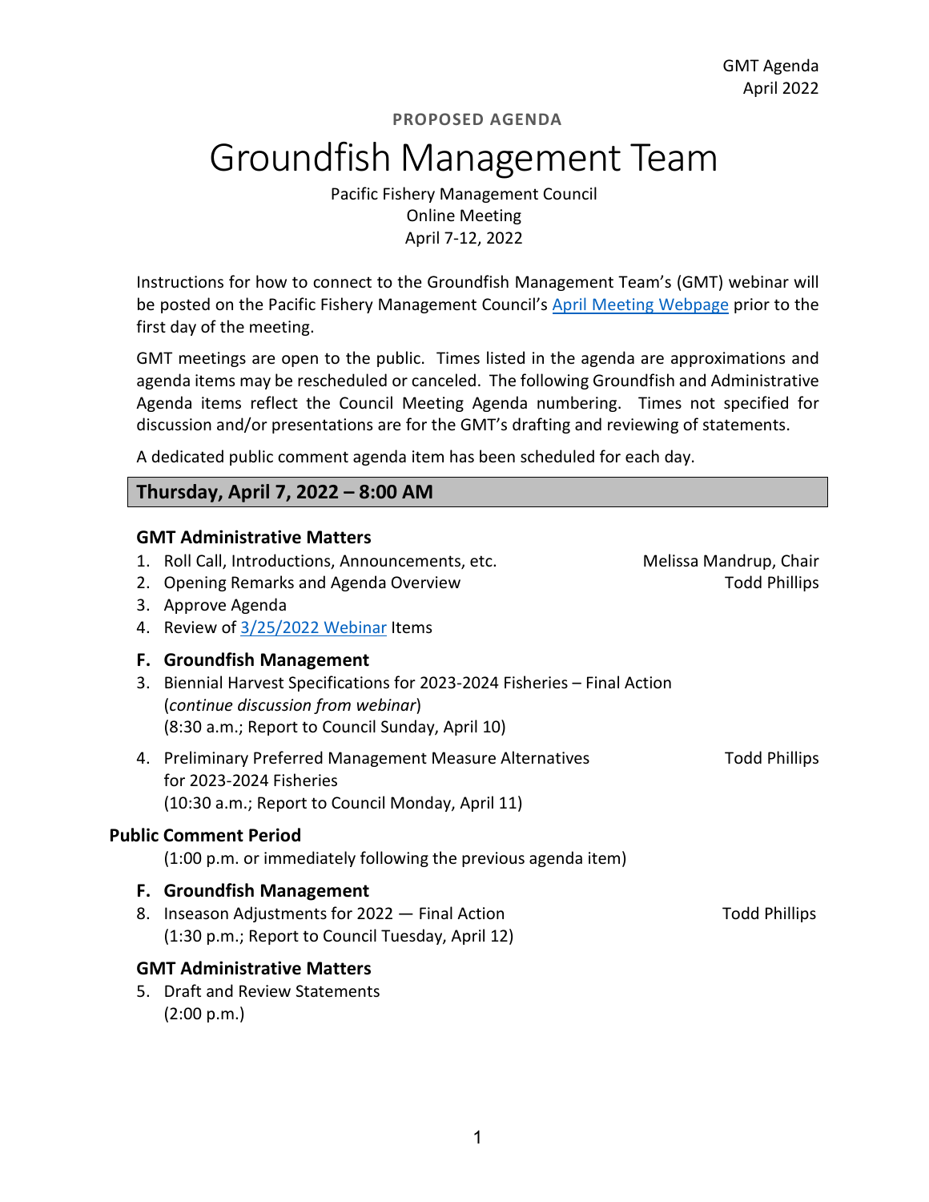GMT Agenda
April 2022

**PROPOSED AGENDA**

# Groundfish Management Team

Pacific Fishery Management Council
Online Meeting
April 7-12, 2022

Instructions for how to connect to the Groundfish Management Team's (GMT) webinar will be posted on the Pacific Fishery Management Council's April Meeting Webpage prior to the first day of the meeting.

GMT meetings are open to the public. Times listed in the agenda are approximations and agenda items may be rescheduled or canceled. The following Groundfish and Administrative Agenda items reflect the Council Meeting Agenda numbering. Times not specified for discussion and/or presentations are for the GMT's drafting and reviewing of statements.

A dedicated public comment agenda item has been scheduled for each day.

## Thursday, April 7, 2022 – 8:00 AM

### GMT Administrative Matters

1. Roll Call, Introductions, Announcements, etc. — Melissa Mandrup, Chair
2. Opening Remarks and Agenda Overview — Todd Phillips
3. Approve Agenda
4. Review of 3/25/2022 Webinar Items

### F. Groundfish Management

3. Biennial Harvest Specifications for 2023-2024 Fisheries – Final Action
   (*continue discussion from webinar*)
   (8:30 a.m.; Report to Council Sunday, April 10)
4. Preliminary Preferred Management Measure Alternatives for 2023-2024 Fisheries — Todd Phillips
   (10:30 a.m.; Report to Council Monday, April 11)

### Public Comment Period

(1:00 p.m. or immediately following the previous agenda item)

### F. Groundfish Management

8. Inseason Adjustments for 2022 — Final Action — Todd Phillips
   (1:30 p.m.; Report to Council Tuesday, April 12)

### GMT Administrative Matters

5. Draft and Review Statements
   (2:00 p.m.)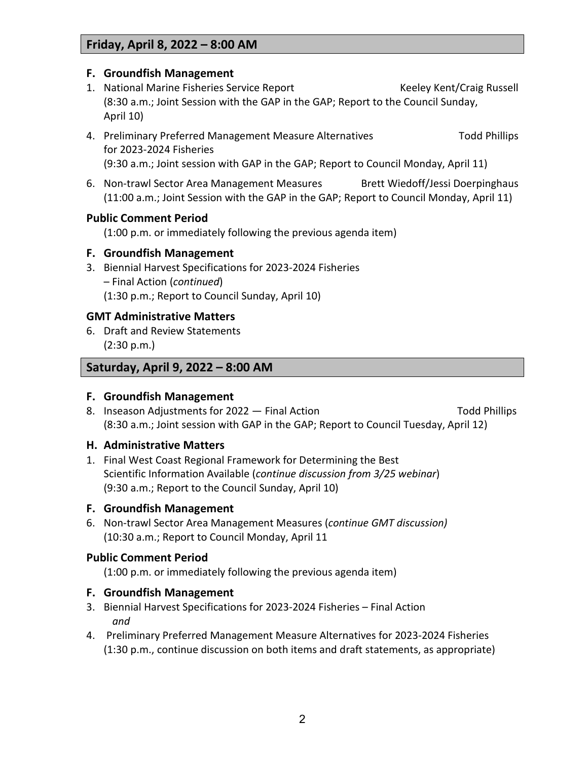## Friday, April 8, 2022 – 8:00 AM

### F. Groundfish Management

1. National Marine Fisheries Service Report — Keeley Kent/Craig Russell
   (8:30 a.m.; Joint Session with the GAP in the GAP; Report to the Council Sunday, April 10)

4. Preliminary Preferred Management Measure Alternatives for 2023-2024 Fisheries — Todd Phillips
   (9:30 a.m.; Joint session with GAP in the GAP; Report to Council Monday, April 11)

6. Non-trawl Sector Area Management Measures — Brett Wiedoff/Jessi Doerpinghaus
   (11:00 a.m.; Joint Session with the GAP in the GAP; Report to Council Monday, April 11)

### Public Comment Period

(1:00 p.m. or immediately following the previous agenda item)

### F. Groundfish Management

3. Biennial Harvest Specifications for 2023-2024 Fisheries
   – Final Action (*continued*)
   (1:30 p.m.; Report to Council Sunday, April 10)

### GMT Administrative Matters

6. Draft and Review Statements
   (2:30 p.m.)

## Saturday, April 9, 2022 – 8:00 AM

### F. Groundfish Management

8. Inseason Adjustments for 2022 — Final Action — Todd Phillips
   (8:30 a.m.; Joint session with GAP in the GAP; Report to Council Tuesday, April 12)

### H. Administrative Matters

1. Final West Coast Regional Framework for Determining the Best Scientific Information Available (*continue discussion from 3/25 webinar*)
   (9:30 a.m.; Report to the Council Sunday, April 10)

### F. Groundfish Management

6. Non-trawl Sector Area Management Measures (*continue GMT discussion)*
   (10:30 a.m.; Report to Council Monday, April 11

### Public Comment Period

(1:00 p.m. or immediately following the previous agenda item)

### F. Groundfish Management

3. Biennial Harvest Specifications for 2023-2024 Fisheries – Final Action
   *and*
4. Preliminary Preferred Management Measure Alternatives for 2023-2024 Fisheries
   (1:30 p.m., continue discussion on both items and draft statements, as appropriate)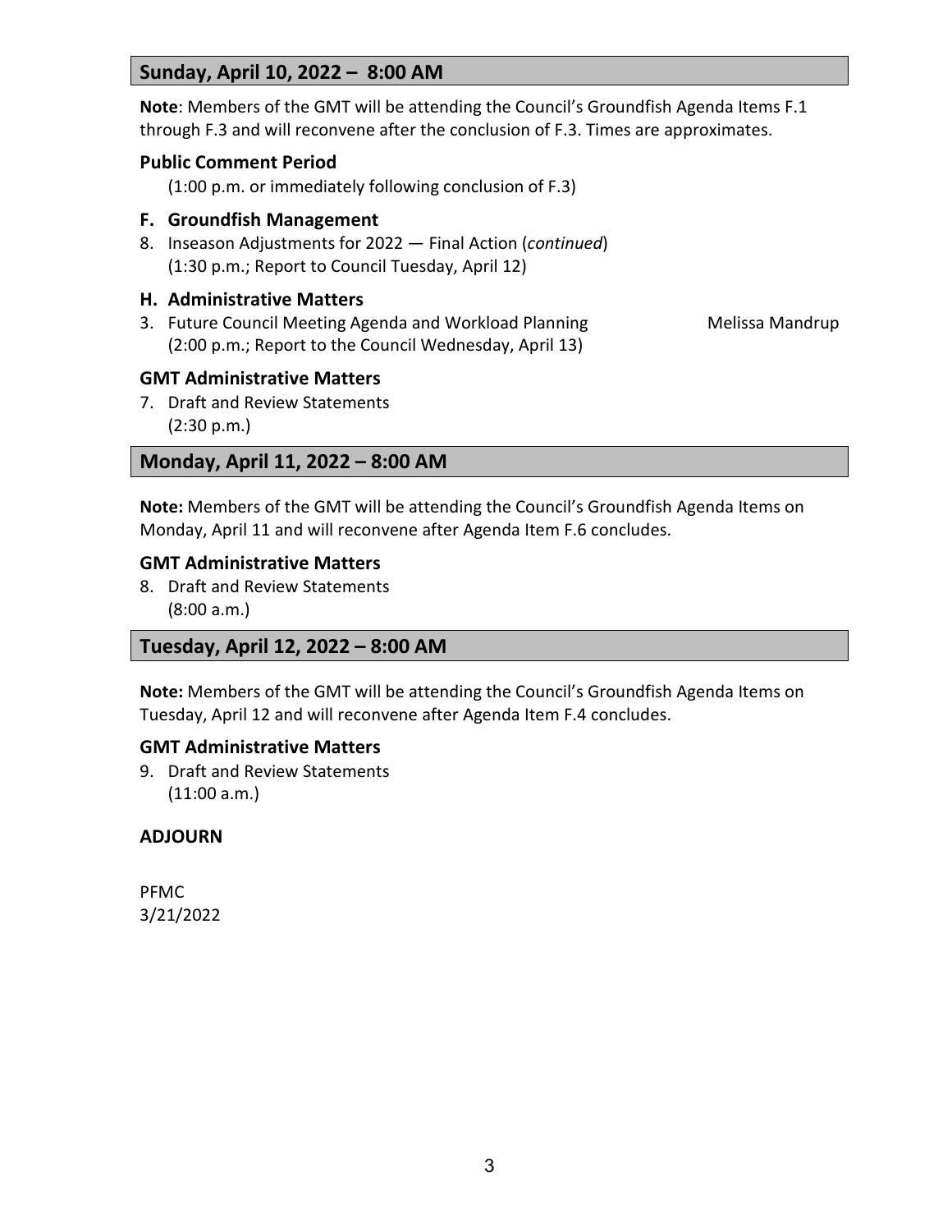## Sunday, April 10, 2022 – 8:00 AM

**Note**: Members of the GMT will be attending the Council's Groundfish Agenda Items F.1 through F.3 and will reconvene after the conclusion of F.3. Times are approximates.

### Public Comment Period

(1:00 p.m. or immediately following conclusion of F.3)

### F. Groundfish Management

8. Inseason Adjustments for 2022 — Final Action (*continued*)
   (1:30 p.m.; Report to Council Tuesday, April 12)

### H. Administrative Matters

3. Future Council Meeting Agenda and Workload Planning — Melissa Mandrup
   (2:00 p.m.; Report to the Council Wednesday, April 13)

### GMT Administrative Matters

7. Draft and Review Statements
   (2:30 p.m.)

## Monday, April 11, 2022 – 8:00 AM

**Note:** Members of the GMT will be attending the Council's Groundfish Agenda Items on Monday, April 11 and will reconvene after Agenda Item F.6 concludes.

### GMT Administrative Matters

8. Draft and Review Statements
   (8:00 a.m.)

## Tuesday, April 12, 2022 – 8:00 AM

**Note:** Members of the GMT will be attending the Council's Groundfish Agenda Items on Tuesday, April 12 and will reconvene after Agenda Item F.4 concludes.

### GMT Administrative Matters

9. Draft and Review Statements
   (11:00 a.m.)

### ADJOURN

PFMC
3/21/2022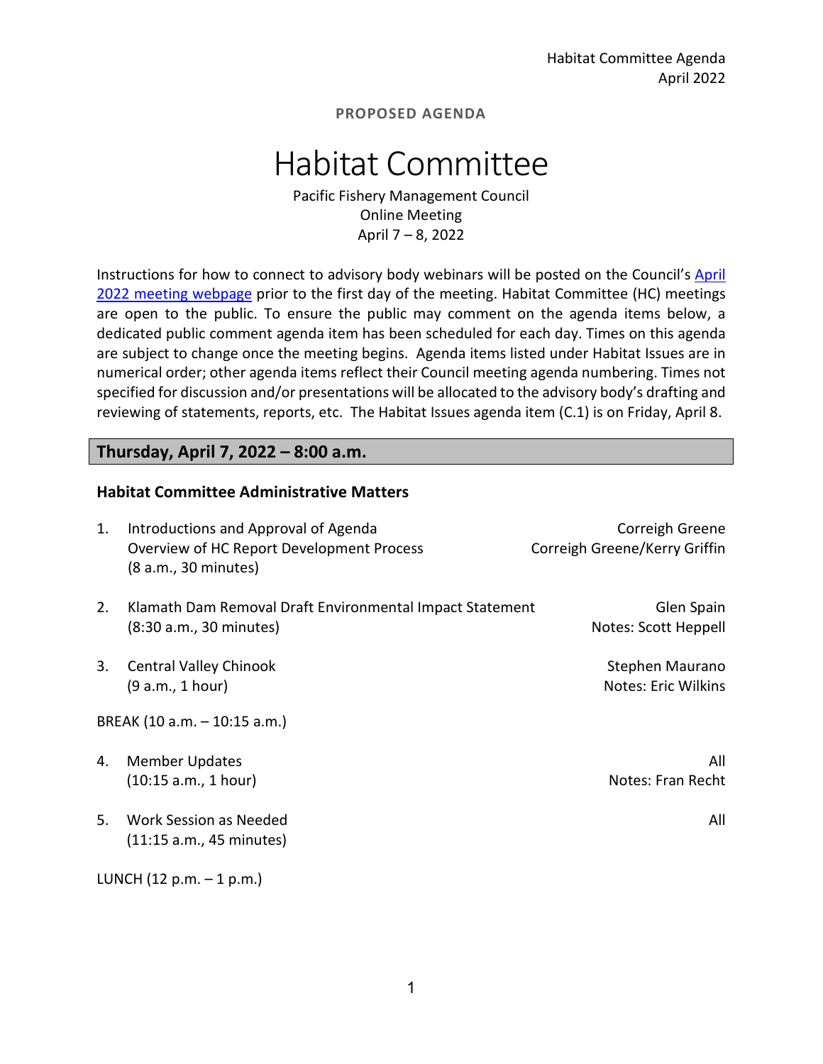**PROPOSED AGENDA**

# Habitat Committee

Pacific Fishery Management Council
Online Meeting
April 7 – 8, 2022

Instructions for how to connect to advisory body webinars will be posted on the Council's April 2022 meeting webpage prior to the first day of the meeting. Habitat Committee (HC) meetings are open to the public. To ensure the public may comment on the agenda items below, a dedicated public comment agenda item has been scheduled for each day. Times on this agenda are subject to change once the meeting begins. Agenda items listed under Habitat Issues are in numerical order; other agenda items reflect their Council meeting agenda numbering. Times not specified for discussion and/or presentations will be allocated to the advisory body's drafting and reviewing of statements, reports, etc. The Habitat Issues agenda item (C.1) is on Friday, April 8.

## Thursday, April 7, 2022 – 8:00 a.m.

### Habitat Committee Administrative Matters

1. Introductions and Approval of Agenda — Correigh Greene
   Overview of HC Report Development Process — Correigh Greene/Kerry Griffin
   (8 a.m., 30 minutes)

2. Klamath Dam Removal Draft Environmental Impact Statement — Glen Spain
   (8:30 a.m., 30 minutes) — Notes: Scott Heppell

3. Central Valley Chinook — Stephen Maurano
   (9 a.m., 1 hour) — Notes: Eric Wilkins

BREAK (10 a.m. – 10:15 a.m.)

4. Member Updates — All
   (10:15 a.m., 1 hour) — Notes: Fran Recht

5. Work Session as Needed — All
   (11:15 a.m., 45 minutes)

LUNCH (12 p.m. – 1 p.m.)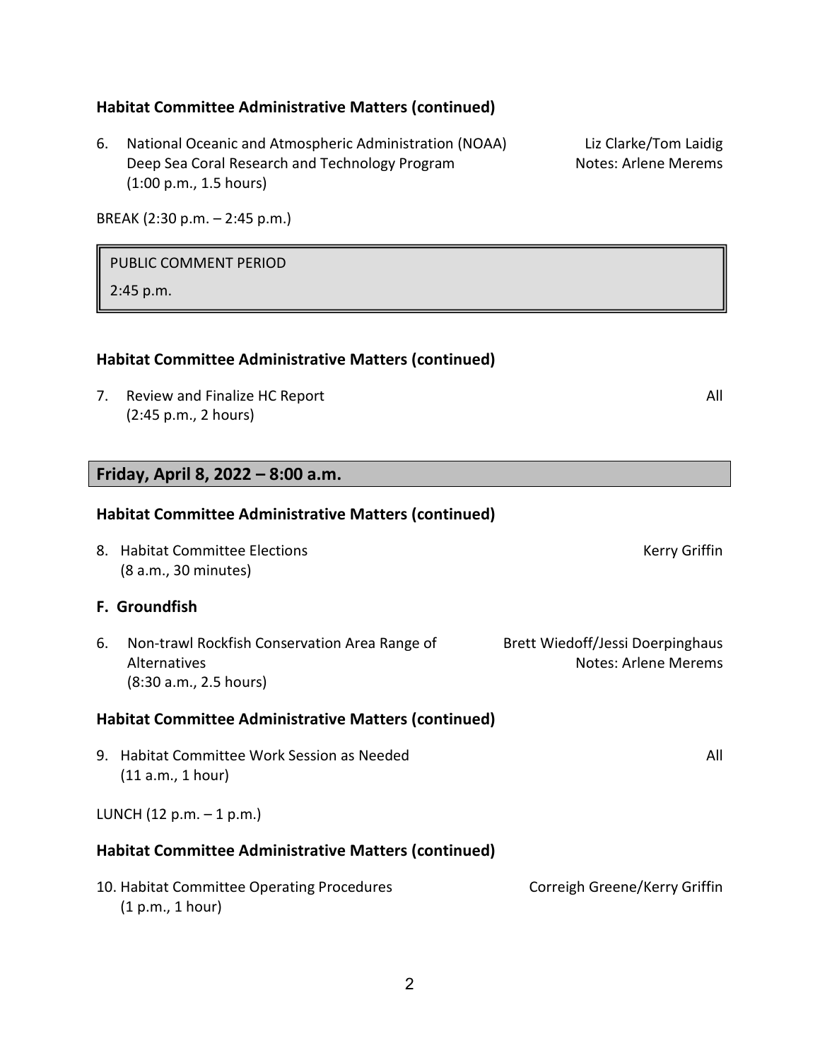### Habitat Committee Administrative Matters (continued)

6. National Oceanic and Atmospheric Administration (NOAA) Deep Sea Coral Research and Technology Program (1:00 p.m., 1.5 hours) — Liz Clarke/Tom Laidig, Notes: Arlene Merems

BREAK (2:30 p.m. – 2:45 p.m.)

PUBLIC COMMENT PERIOD

2:45 p.m.

### Habitat Committee Administrative Matters (continued)

7. Review and Finalize HC Report (2:45 p.m., 2 hours) — All

## Friday, April 8, 2022 – 8:00 a.m.

### Habitat Committee Administrative Matters (continued)

8. Habitat Committee Elections (8 a.m., 30 minutes) — Kerry Griffin

### F. Groundfish

6. Non-trawl Rockfish Conservation Area Range of Alternatives (8:30 a.m., 2.5 hours) — Brett Wiedoff/Jessi Doerpinghaus, Notes: Arlene Merems

### Habitat Committee Administrative Matters (continued)

9. Habitat Committee Work Session as Needed (11 a.m., 1 hour) — All

LUNCH (12 p.m. – 1 p.m.)

### Habitat Committee Administrative Matters (continued)

10. Habitat Committee Operating Procedures (1 p.m., 1 hour) — Correigh Greene/Kerry Griffin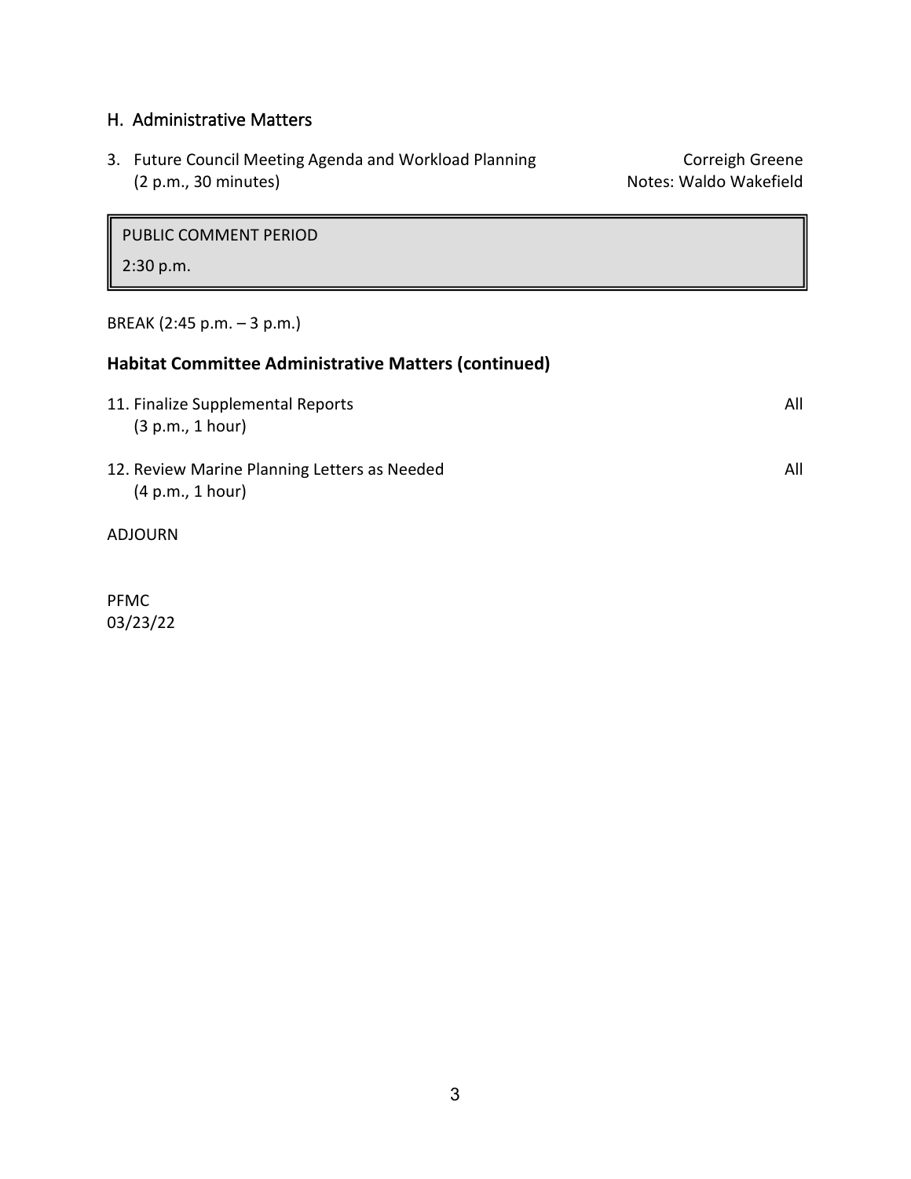## H. Administrative Matters

3. Future Council Meeting Agenda and Workload Planning — Correigh Greene
   (2 p.m., 30 minutes) — Notes: Waldo Wakefield

PUBLIC COMMENT PERIOD

2:30 p.m.

BREAK (2:45 p.m. – 3 p.m.)

### Habitat Committee Administrative Matters (continued)

11. Finalize Supplemental Reports — All
    (3 p.m., 1 hour)

12. Review Marine Planning Letters as Needed — All
    (4 p.m., 1 hour)

ADJOURN

PFMC
03/23/22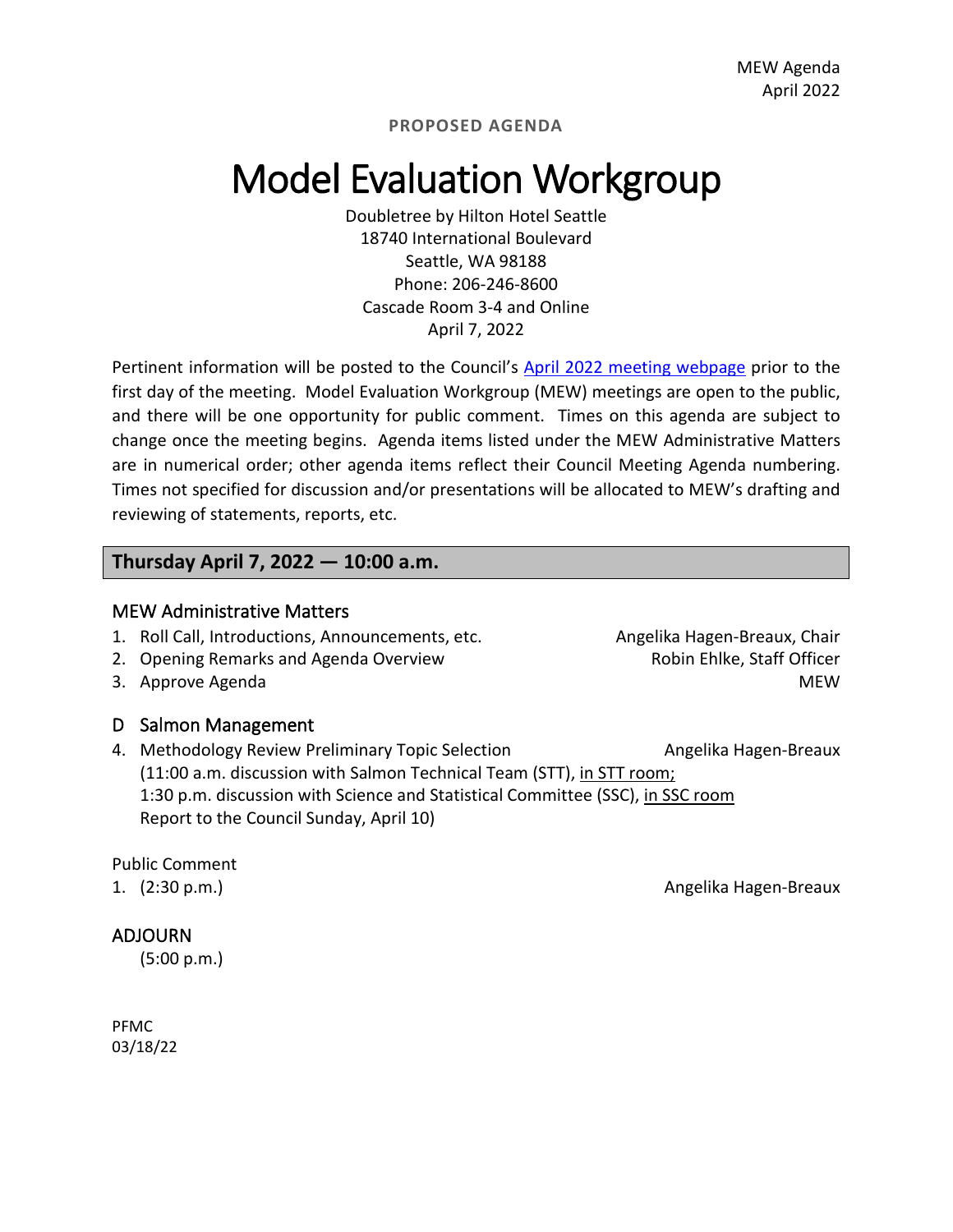MEW Agenda
April 2022

**PROPOSED AGENDA**

# Model Evaluation Workgroup

Doubletree by Hilton Hotel Seattle
18740 International Boulevard
Seattle, WA 98188
Phone: 206-246-8600
Cascade Room 3-4 and Online
April 7, 2022

Pertinent information will be posted to the Council's April 2022 meeting webpage prior to the first day of the meeting. Model Evaluation Workgroup (MEW) meetings are open to the public, and there will be one opportunity for public comment. Times on this agenda are subject to change once the meeting begins. Agenda items listed under the MEW Administrative Matters are in numerical order; other agenda items reflect their Council Meeting Agenda numbering. Times not specified for discussion and/or presentations will be allocated to MEW's drafting and reviewing of statements, reports, etc.

## Thursday April 7, 2022 — 10:00 a.m.

### MEW Administrative Matters

1. Roll Call, Introductions, Announcements, etc. — Angelika Hagen-Breaux, Chair
2. Opening Remarks and Agenda Overview — Robin Ehlke, Staff Officer
3. Approve Agenda — MEW

### D Salmon Management

4. Methodology Review Preliminary Topic Selection — Angelika Hagen-Breaux
   (11:00 a.m. discussion with Salmon Technical Team (STT), in STT room;
   1:30 p.m. discussion with Science and Statistical Committee (SSC), in SSC room
   Report to the Council Sunday, April 10)

Public Comment

1. (2:30 p.m.) — Angelika Hagen-Breaux

### ADJOURN

(5:00 p.m.)

PFMC
03/18/22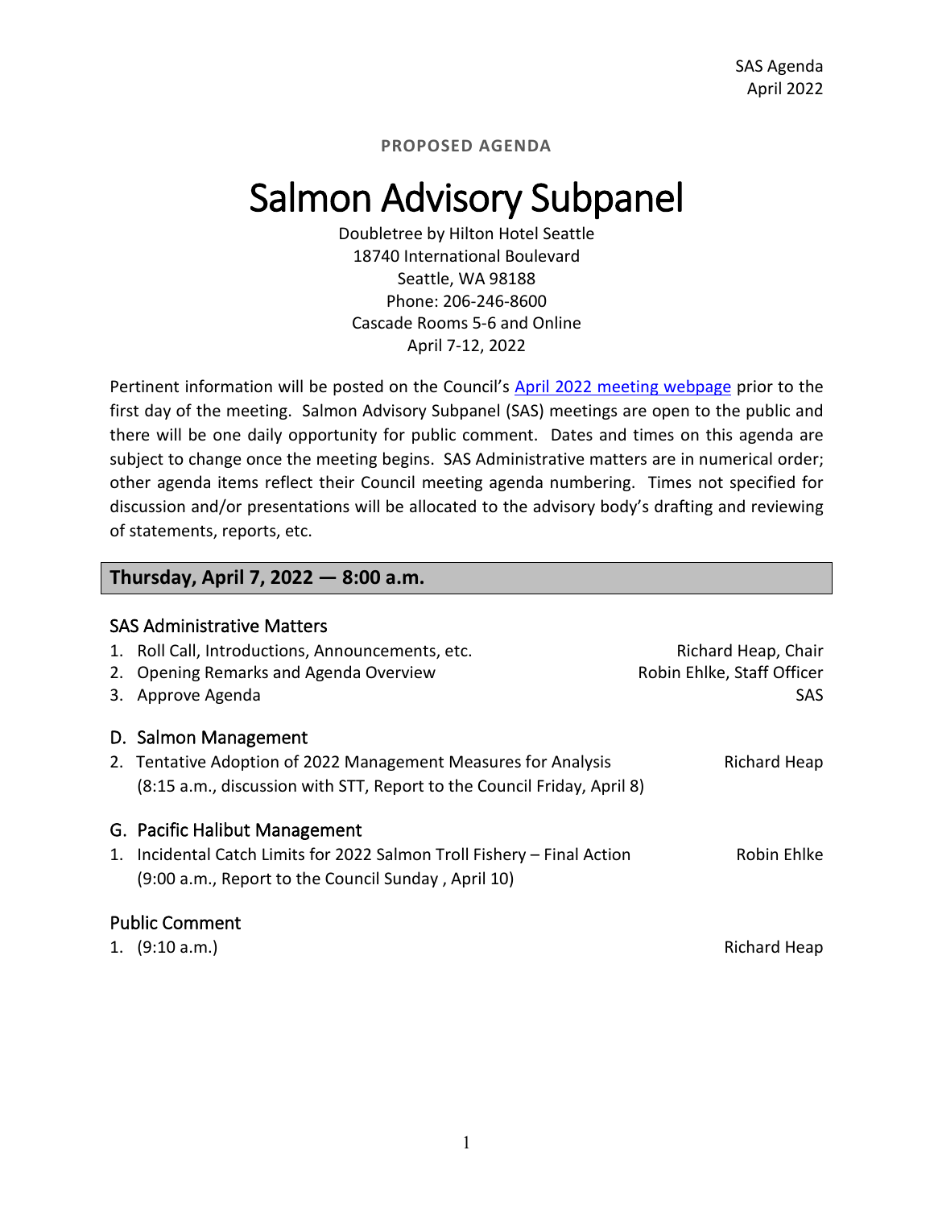**PROPOSED AGENDA**

# Salmon Advisory Subpanel

Doubletree by Hilton Hotel Seattle
18740 International Boulevard
Seattle, WA 98188
Phone: 206-246-8600
Cascade Rooms 5-6 and Online
April 7-12, 2022

Pertinent information will be posted on the Council's April 2022 meeting webpage prior to the first day of the meeting. Salmon Advisory Subpanel (SAS) meetings are open to the public and there will be one daily opportunity for public comment. Dates and times on this agenda are subject to change once the meeting begins. SAS Administrative matters are in numerical order; other agenda items reflect their Council meeting agenda numbering. Times not specified for discussion and/or presentations will be allocated to the advisory body's drafting and reviewing of statements, reports, etc.

## Thursday, April 7, 2022 — 8:00 a.m.

### SAS Administrative Matters

1. Roll Call, Introductions, Announcements, etc. — Richard Heap, Chair
2. Opening Remarks and Agenda Overview — Robin Ehlke, Staff Officer
3. Approve Agenda — SAS

### D. Salmon Management

2. Tentative Adoption of 2022 Management Measures for Analysis — Richard Heap
   (8:15 a.m., discussion with STT, Report to the Council Friday, April 8)

### G. Pacific Halibut Management

1. Incidental Catch Limits for 2022 Salmon Troll Fishery – Final Action — Robin Ehlke
   (9:00 a.m., Report to the Council Sunday , April 10)

### Public Comment

1. (9:10 a.m.) — Richard Heap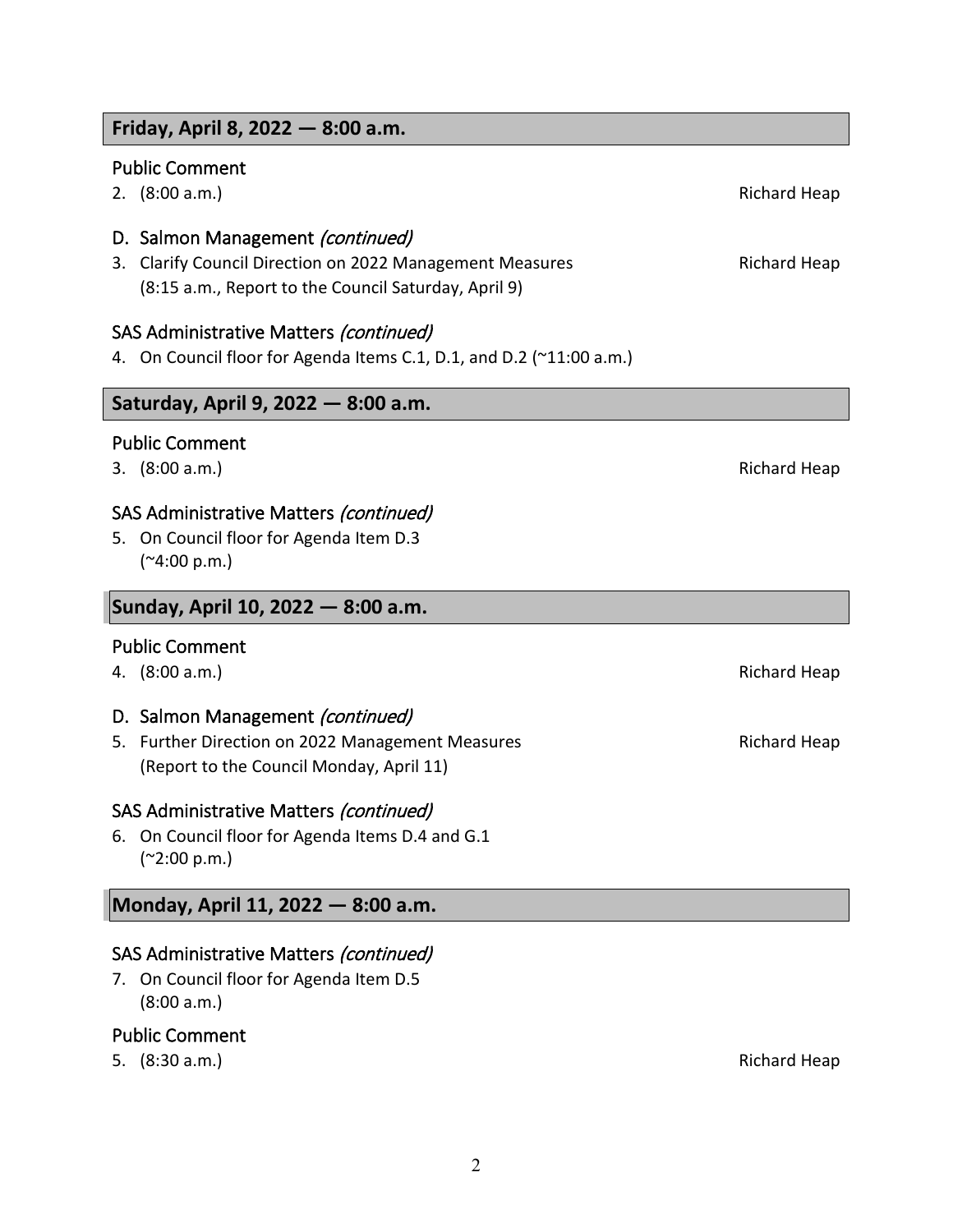## Friday, April 8, 2022 — 8:00 a.m.

### Public Comment

2. (8:00 a.m.) Richard Heap

### D. Salmon Management *(continued)*

3. Clarify Council Direction on 2022 Management Measures Richard Heap
   (8:15 a.m., Report to the Council Saturday, April 9)

### SAS Administrative Matters *(continued)*

4. On Council floor for Agenda Items C.1, D.1, and D.2 (~11:00 a.m.)

## Saturday, April 9, 2022 — 8:00 a.m.

### Public Comment

3. (8:00 a.m.) Richard Heap

### SAS Administrative Matters *(continued)*

5. On Council floor for Agenda Item D.3
   (~4:00 p.m.)

## Sunday, April 10, 2022 — 8:00 a.m.

### Public Comment

4. (8:00 a.m.) Richard Heap

### D. Salmon Management *(continued)*

5. Further Direction on 2022 Management Measures Richard Heap
   (Report to the Council Monday, April 11)

### SAS Administrative Matters *(continued)*

6. On Council floor for Agenda Items D.4 and G.1
   (~2:00 p.m.)

## Monday, April 11, 2022 — 8:00 a.m.

### SAS Administrative Matters *(continued)*

7. On Council floor for Agenda Item D.5
   (8:00 a.m.)

### Public Comment

5. (8:30 a.m.) Richard Heap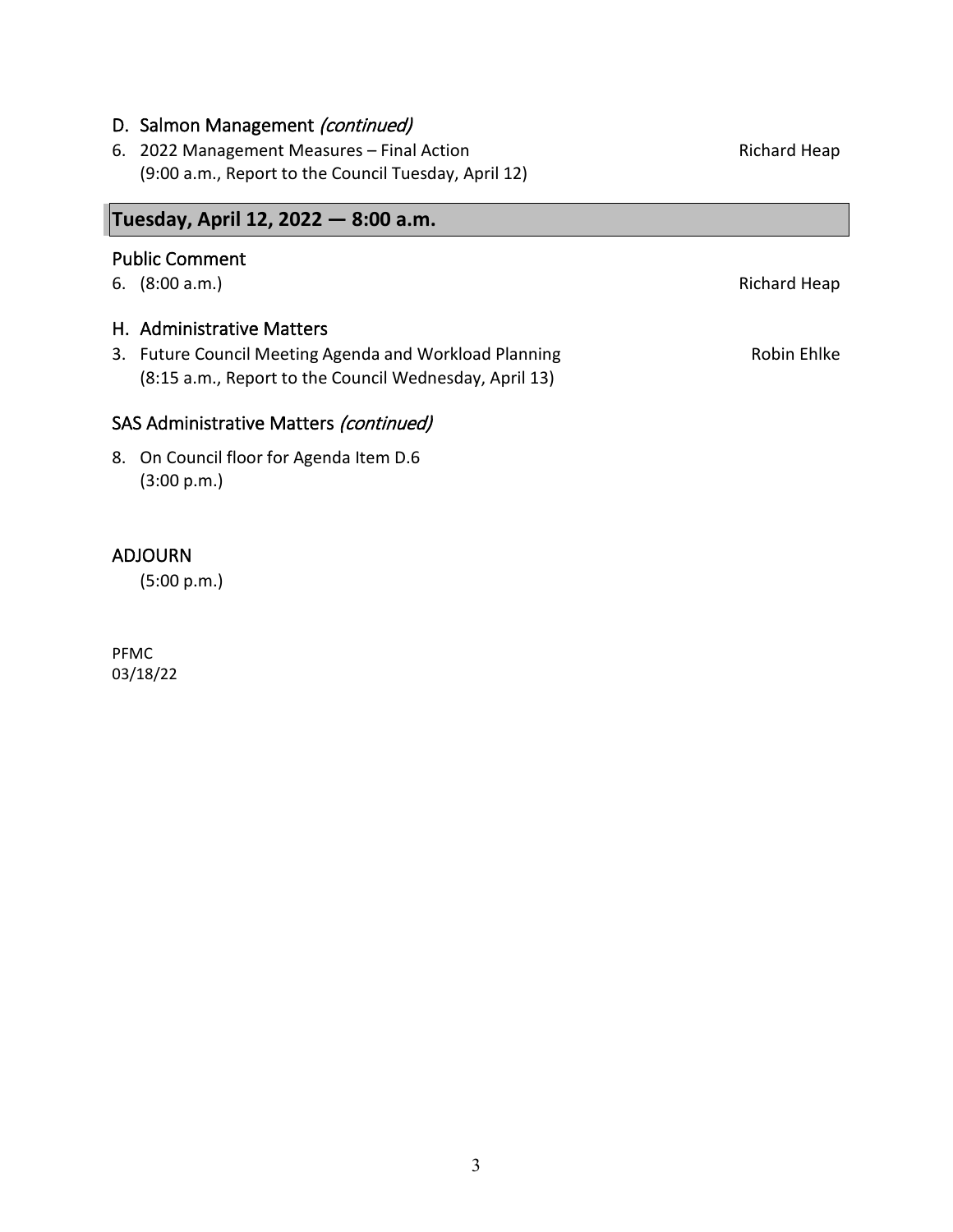## D. Salmon Management *(continued)*

6. 2022 Management Measures – Final Action — Richard Heap
   (9:00 a.m., Report to the Council Tuesday, April 12)

## Tuesday, April 12, 2022 — 8:00 a.m.

### Public Comment

6. (8:00 a.m.) — Richard Heap

### H. Administrative Matters

3. Future Council Meeting Agenda and Workload Planning — Robin Ehlke
   (8:15 a.m., Report to the Council Wednesday, April 13)

### SAS Administrative Matters *(continued)*

8. On Council floor for Agenda Item D.6
   (3:00 p.m.)

### ADJOURN

(5:00 p.m.)

PFMC
03/18/22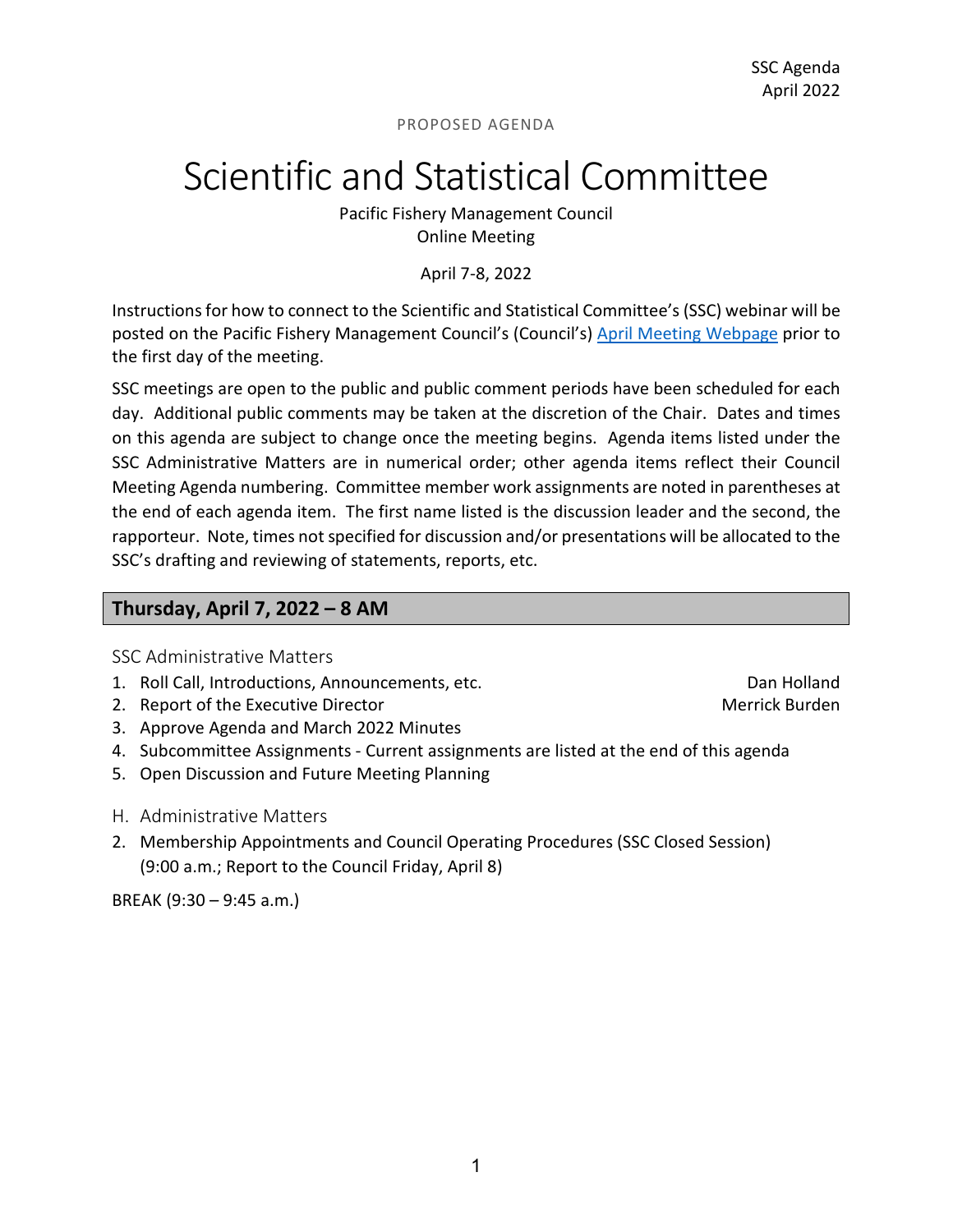PROPOSED AGENDA

# Scientific and Statistical Committee

Pacific Fishery Management Council
Online Meeting

April 7-8, 2022

Instructions for how to connect to the Scientific and Statistical Committee's (SSC) webinar will be posted on the Pacific Fishery Management Council's (Council's) [April Meeting Webpage](April Meeting Webpage) prior to the first day of the meeting.

SSC meetings are open to the public and public comment periods have been scheduled for each day. Additional public comments may be taken at the discretion of the Chair. Dates and times on this agenda are subject to change once the meeting begins. Agenda items listed under the SSC Administrative Matters are in numerical order; other agenda items reflect their Council Meeting Agenda numbering. Committee member work assignments are noted in parentheses at the end of each agenda item. The first name listed is the discussion leader and the second, the rapporteur. Note, times not specified for discussion and/or presentations will be allocated to the SSC's drafting and reviewing of statements, reports, etc.

## Thursday, April 7, 2022 – 8 AM

### SSC Administrative Matters

1. Roll Call, Introductions, Announcements, etc. — Dan Holland
2. Report of the Executive Director — Merrick Burden
3. Approve Agenda and March 2022 Minutes
4. Subcommittee Assignments - Current assignments are listed at the end of this agenda
5. Open Discussion and Future Meeting Planning

### H. Administrative Matters

2. Membership Appointments and Council Operating Procedures (SSC Closed Session) (9:00 a.m.; Report to the Council Friday, April 8)

BREAK (9:30 – 9:45 a.m.)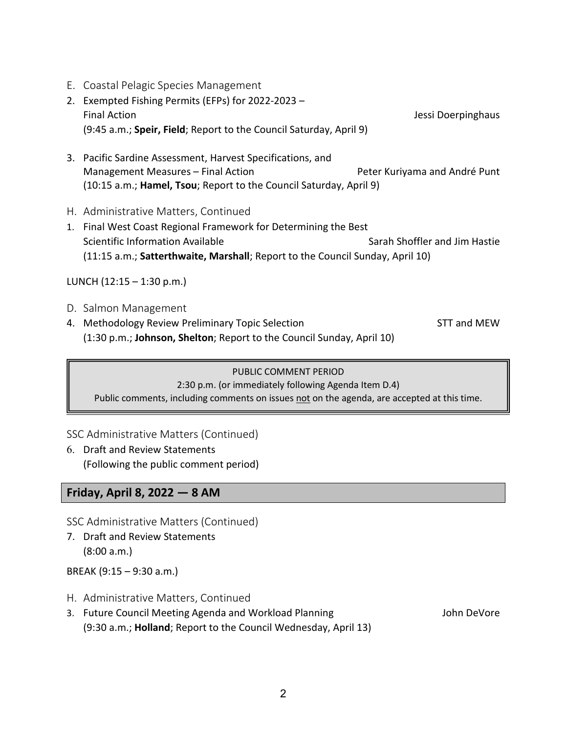## E. Coastal Pelagic Species Management

2. Exempted Fishing Permits (EFPs) for 2022-2023 – Final Action — Jessi Doerpinghaus
   (9:45 a.m.; **Speir, Field**; Report to the Council Saturday, April 9)

3. Pacific Sardine Assessment, Harvest Specifications, and Management Measures – Final Action — Peter Kuriyama and André Punt
   (10:15 a.m.; **Hamel, Tsou**; Report to the Council Saturday, April 9)

## H. Administrative Matters, Continued

1. Final West Coast Regional Framework for Determining the Best Scientific Information Available — Sarah Shoffler and Jim Hastie
   (11:15 a.m.; **Satterthwaite, Marshall**; Report to the Council Sunday, April 10)

LUNCH (12:15 – 1:30 p.m.)

## D. Salmon Management

4. Methodology Review Preliminary Topic Selection — STT and MEW
   (1:30 p.m.; **Johnson, Shelton**; Report to the Council Sunday, April 10)

> PUBLIC COMMENT PERIOD
> 2:30 p.m. (or immediately following Agenda Item D.4)
> Public comments, including comments on issues not on the agenda, are accepted at this time.

## SSC Administrative Matters (Continued)

6. Draft and Review Statements
   (Following the public comment period)

## Friday, April 8, 2022 — 8 AM

## SSC Administrative Matters (Continued)

7. Draft and Review Statements
   (8:00 a.m.)

BREAK (9:15 – 9:30 a.m.)

## H. Administrative Matters, Continued

3. Future Council Meeting Agenda and Workload Planning — John DeVore
   (9:30 a.m.; **Holland**; Report to the Council Wednesday, April 13)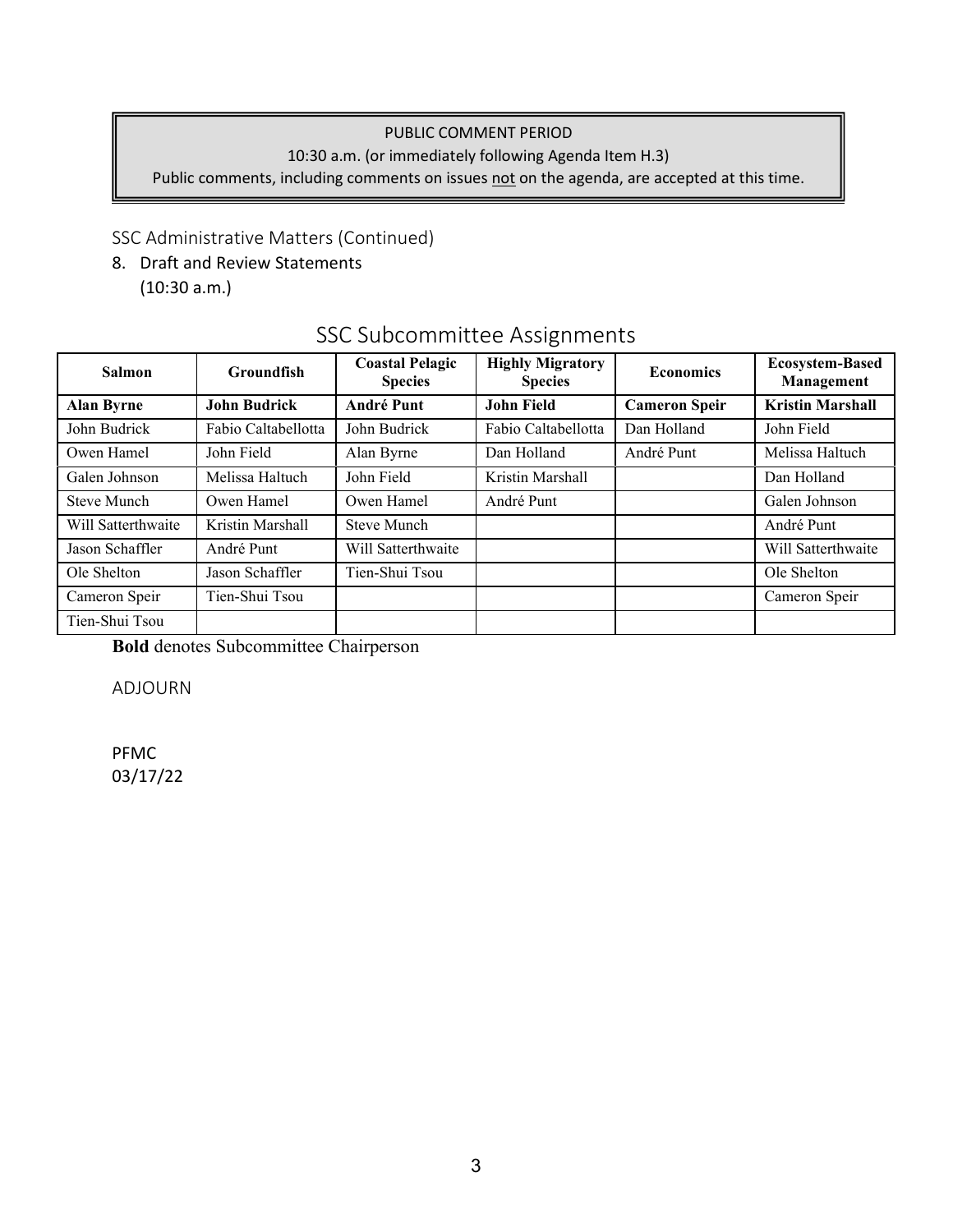PUBLIC COMMENT PERIOD

10:30 a.m. (or immediately following Agenda Item H.3)

Public comments, including comments on issues not on the agenda, are accepted at this time.

SSC Administrative Matters (Continued)

8. Draft and Review Statements
   (10:30 a.m.)

## SSC Subcommittee Assignments

| Salmon | Groundfish | Coastal Pelagic Species | Highly Migratory Species | Economics | Ecosystem-Based Management |
|---|---|---|---|---|---|
| **Alan Byrne** | **John Budrick** | **André Punt** | **John Field** | **Cameron Speir** | **Kristin Marshall** |
| John Budrick | Fabio Caltabellotta | John Budrick | Fabio Caltabellotta | Dan Holland | John Field |
| Owen Hamel | John Field | Alan Byrne | Dan Holland | André Punt | Melissa Haltuch |
| Galen Johnson | Melissa Haltuch | John Field | Kristin Marshall | | Dan Holland |
| Steve Munch | Owen Hamel | Owen Hamel | André Punt | | Galen Johnson |
| Will Satterthwaite | Kristin Marshall | Steve Munch | | | André Punt |
| Jason Schaffler | André Punt | Will Satterthwaite | | | Will Satterthwaite |
| Ole Shelton | Jason Schaffler | Tien-Shui Tsou | | | Ole Shelton |
| Cameron Speir | Tien-Shui Tsou | | | | Cameron Speir |
| Tien-Shui Tsou | | | | | |

**Bold** denotes Subcommittee Chairperson

ADJOURN

PFMC
03/17/22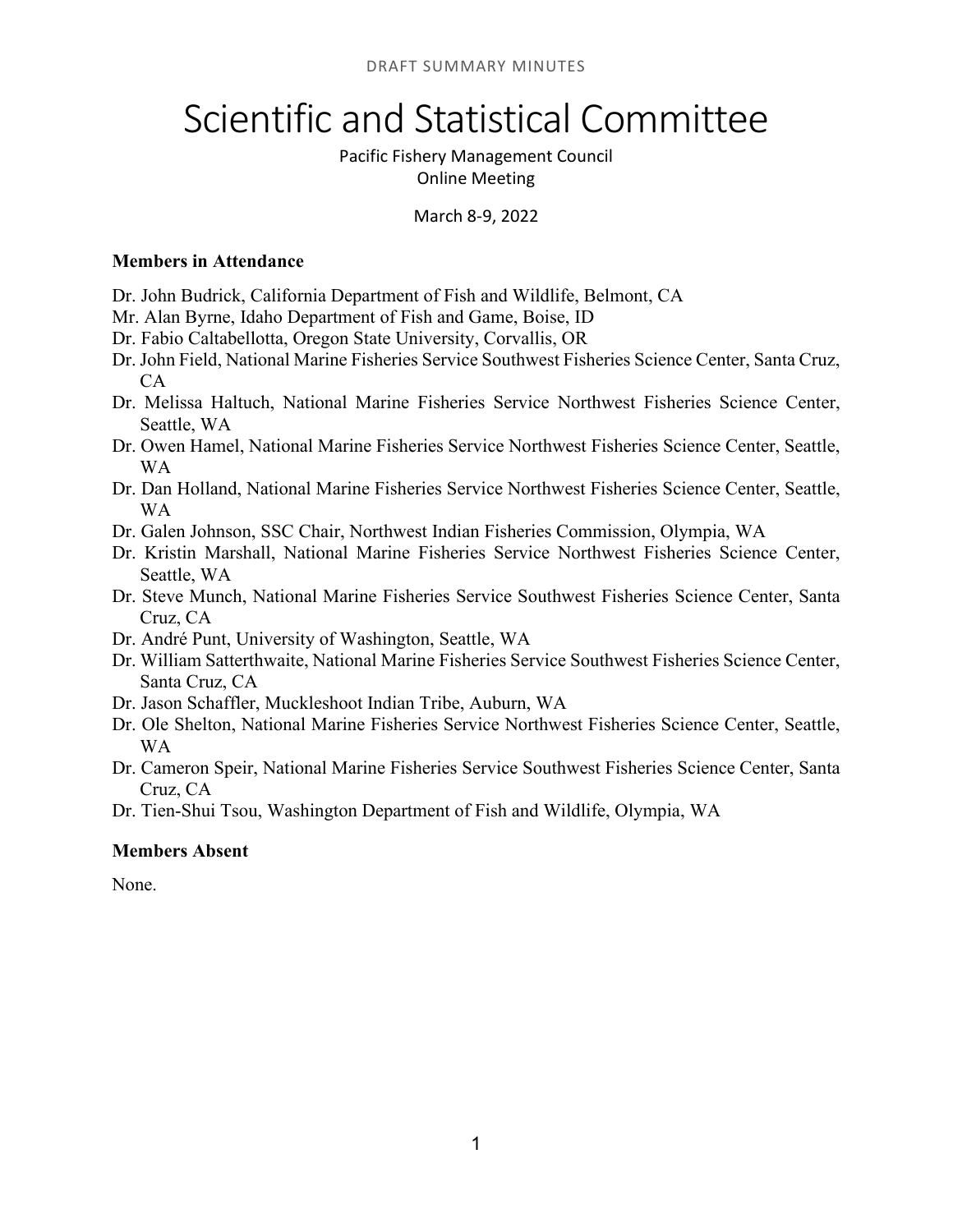DRAFT SUMMARY MINUTES

# Scientific and Statistical Committee

Pacific Fishery Management Council
Online Meeting

March 8-9, 2022

**Members in Attendance**

Dr. John Budrick, California Department of Fish and Wildlife, Belmont, CA
Mr. Alan Byrne, Idaho Department of Fish and Game, Boise, ID
Dr. Fabio Caltabellotta, Oregon State University, Corvallis, OR
Dr. John Field, National Marine Fisheries Service Southwest Fisheries Science Center, Santa Cruz, CA
Dr. Melissa Haltuch, National Marine Fisheries Service Northwest Fisheries Science Center, Seattle, WA
Dr. Owen Hamel, National Marine Fisheries Service Northwest Fisheries Science Center, Seattle, WA
Dr. Dan Holland, National Marine Fisheries Service Northwest Fisheries Science Center, Seattle, WA
Dr. Galen Johnson, SSC Chair, Northwest Indian Fisheries Commission, Olympia, WA
Dr. Kristin Marshall, National Marine Fisheries Service Northwest Fisheries Science Center, Seattle, WA
Dr. Steve Munch, National Marine Fisheries Service Southwest Fisheries Science Center, Santa Cruz, CA
Dr. André Punt, University of Washington, Seattle, WA
Dr. William Satterthwaite, National Marine Fisheries Service Southwest Fisheries Science Center, Santa Cruz, CA
Dr. Jason Schaffler, Muckleshoot Indian Tribe, Auburn, WA
Dr. Ole Shelton, National Marine Fisheries Service Northwest Fisheries Science Center, Seattle, WA
Dr. Cameron Speir, National Marine Fisheries Service Southwest Fisheries Science Center, Santa Cruz, CA
Dr. Tien-Shui Tsou, Washington Department of Fish and Wildlife, Olympia, WA

**Members Absent**

None.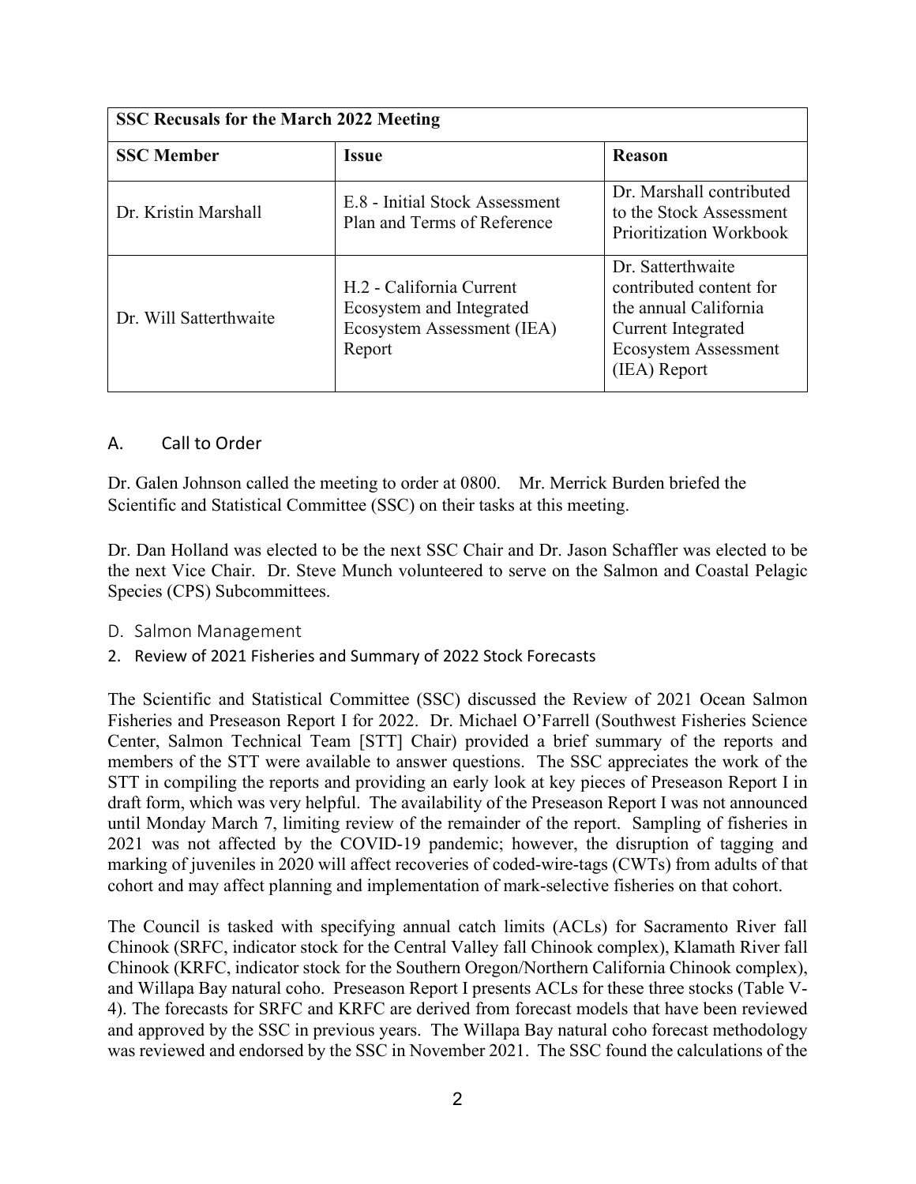| SSC Recusals for the March 2022 Meeting | | |
|---|---|---|
| **SSC Member** | **Issue** | **Reason** |
| Dr. Kristin Marshall | E.8 - Initial Stock Assessment Plan and Terms of Reference | Dr. Marshall contributed to the Stock Assessment Prioritization Workbook |
| Dr. Will Satterthwaite | H.2 - California Current Ecosystem and Integrated Ecosystem Assessment (IEA) Report | Dr. Satterthwaite contributed content for the annual California Current Integrated Ecosystem Assessment (IEA) Report |

## A. Call to Order

Dr. Galen Johnson called the meeting to order at 0800. Mr. Merrick Burden briefed the Scientific and Statistical Committee (SSC) on their tasks at this meeting.

Dr. Dan Holland was elected to be the next SSC Chair and Dr. Jason Schaffler was elected to be the next Vice Chair. Dr. Steve Munch volunteered to serve on the Salmon and Coastal Pelagic Species (CPS) Subcommittees.

## D. Salmon Management

### 2. Review of 2021 Fisheries and Summary of 2022 Stock Forecasts

The Scientific and Statistical Committee (SSC) discussed the Review of 2021 Ocean Salmon Fisheries and Preseason Report I for 2022. Dr. Michael O'Farrell (Southwest Fisheries Science Center, Salmon Technical Team [STT] Chair) provided a brief summary of the reports and members of the STT were available to answer questions. The SSC appreciates the work of the STT in compiling the reports and providing an early look at key pieces of Preseason Report I in draft form, which was very helpful. The availability of the Preseason Report I was not announced until Monday March 7, limiting review of the remainder of the report. Sampling of fisheries in 2021 was not affected by the COVID-19 pandemic; however, the disruption of tagging and marking of juveniles in 2020 will affect recoveries of coded-wire-tags (CWTs) from adults of that cohort and may affect planning and implementation of mark-selective fisheries on that cohort.

The Council is tasked with specifying annual catch limits (ACLs) for Sacramento River fall Chinook (SRFC, indicator stock for the Central Valley fall Chinook complex), Klamath River fall Chinook (KRFC, indicator stock for the Southern Oregon/Northern California Chinook complex), and Willapa Bay natural coho. Preseason Report I presents ACLs for these three stocks (Table V-4). The forecasts for SRFC and KRFC are derived from forecast models that have been reviewed and approved by the SSC in previous years. The Willapa Bay natural coho forecast methodology was reviewed and endorsed by the SSC in November 2021. The SSC found the calculations of the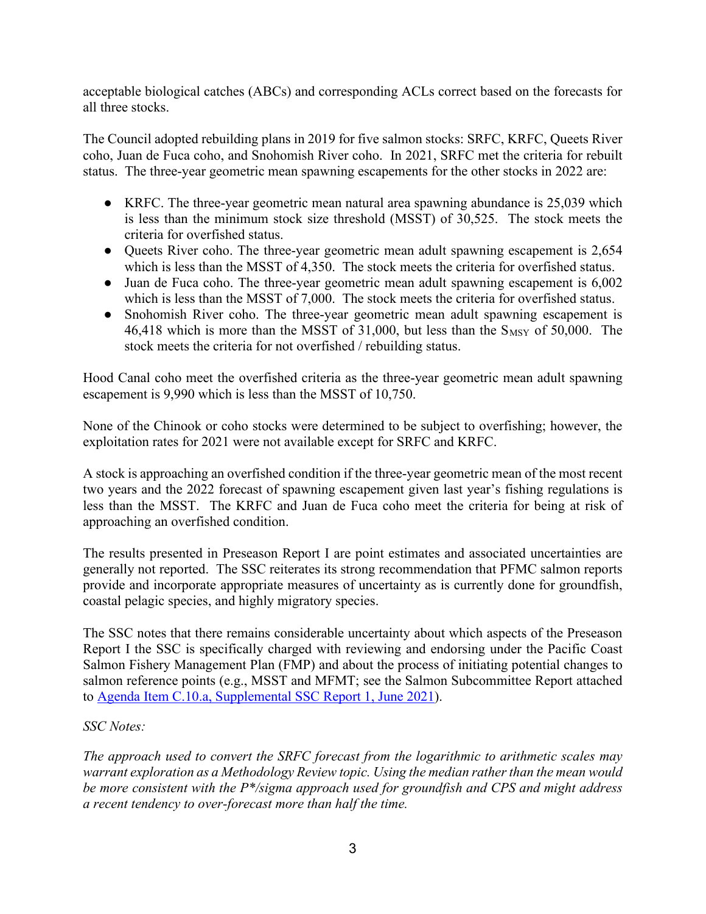acceptable biological catches (ABCs) and corresponding ACLs correct based on the forecasts for all three stocks.

The Council adopted rebuilding plans in 2019 for five salmon stocks: SRFC, KRFC, Queets River coho, Juan de Fuca coho, and Snohomish River coho. In 2021, SRFC met the criteria for rebuilt status. The three-year geometric mean spawning escapements for the other stocks in 2022 are:

- KRFC. The three-year geometric mean natural area spawning abundance is 25,039 which is less than the minimum stock size threshold (MSST) of 30,525. The stock meets the criteria for overfished status.
- Queets River coho. The three-year geometric mean adult spawning escapement is 2,654 which is less than the MSST of 4,350. The stock meets the criteria for overfished status.
- Juan de Fuca coho. The three-year geometric mean adult spawning escapement is 6,002 which is less than the MSST of 7,000. The stock meets the criteria for overfished status.
- Snohomish River coho. The three-year geometric mean adult spawning escapement is 46,418 which is more than the MSST of 31,000, but less than the $S_{MSY}$ of 50,000. The stock meets the criteria for not overfished / rebuilding status.

Hood Canal coho meet the overfished criteria as the three-year geometric mean adult spawning escapement is 9,990 which is less than the MSST of 10,750.

None of the Chinook or coho stocks were determined to be subject to overfishing; however, the exploitation rates for 2021 were not available except for SRFC and KRFC.

A stock is approaching an overfished condition if the three-year geometric mean of the most recent two years and the 2022 forecast of spawning escapement given last year's fishing regulations is less than the MSST. The KRFC and Juan de Fuca coho meet the criteria for being at risk of approaching an overfished condition.

The results presented in Preseason Report I are point estimates and associated uncertainties are generally not reported. The SSC reiterates its strong recommendation that PFMC salmon reports provide and incorporate appropriate measures of uncertainty as is currently done for groundfish, coastal pelagic species, and highly migratory species.

The SSC notes that there remains considerable uncertainty about which aspects of the Preseason Report I the SSC is specifically charged with reviewing and endorsing under the Pacific Coast Salmon Fishery Management Plan (FMP) and about the process of initiating potential changes to salmon reference points (e.g., MSST and MFMT; see the Salmon Subcommittee Report attached to Agenda Item C.10.a, Supplemental SSC Report 1, June 2021).

*SSC Notes:*

*The approach used to convert the SRFC forecast from the logarithmic to arithmetic scales may warrant exploration as a Methodology Review topic. Using the median rather than the mean would be more consistent with the P*/sigma approach used for groundfish and CPS and might address a recent tendency to over-forecast more than half the time.*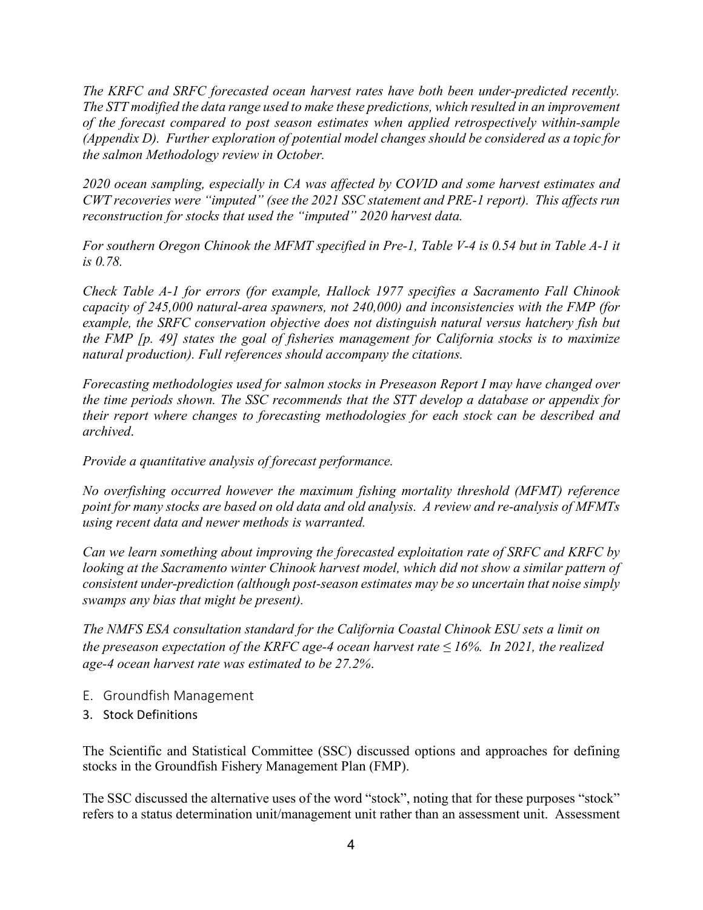*The KRFC and SRFC forecasted ocean harvest rates have both been under-predicted recently. The STT modified the data range used to make these predictions, which resulted in an improvement of the forecast compared to post season estimates when applied retrospectively within-sample (Appendix D). Further exploration of potential model changes should be considered as a topic for the salmon Methodology review in October.*

*2020 ocean sampling, especially in CA was affected by COVID and some harvest estimates and CWT recoveries were "imputed" (see the 2021 SSC statement and PRE-1 report). This affects run reconstruction for stocks that used the "imputed" 2020 harvest data.*

*For southern Oregon Chinook the MFMT specified in Pre-1, Table V-4 is 0.54 but in Table A-1 it is 0.78.*

*Check Table A-1 for errors (for example, Hallock 1977 specifies a Sacramento Fall Chinook capacity of 245,000 natural-area spawners, not 240,000) and inconsistencies with the FMP (for example, the SRFC conservation objective does not distinguish natural versus hatchery fish but the FMP [p. 49] states the goal of fisheries management for California stocks is to maximize natural production). Full references should accompany the citations.*

*Forecasting methodologies used for salmon stocks in Preseason Report I may have changed over the time periods shown. The SSC recommends that the STT develop a database or appendix for their report where changes to forecasting methodologies for each stock can be described and archived.*

*Provide a quantitative analysis of forecast performance.*

*No overfishing occurred however the maximum fishing mortality threshold (MFMT) reference point for many stocks are based on old data and old analysis. A review and re-analysis of MFMTs using recent data and newer methods is warranted.*

*Can we learn something about improving the forecasted exploitation rate of SRFC and KRFC by looking at the Sacramento winter Chinook harvest model, which did not show a similar pattern of consistent under-prediction (although post-season estimates may be so uncertain that noise simply swamps any bias that might be present).*

*The NMFS ESA consultation standard for the California Coastal Chinook ESU sets a limit on the preseason expectation of the KRFC age-4 ocean harvest rate ≤ 16%. In 2021, the realized age-4 ocean harvest rate was estimated to be 27.2%.*

## E. Groundfish Management

### 3. Stock Definitions

The Scientific and Statistical Committee (SSC) discussed options and approaches for defining stocks in the Groundfish Fishery Management Plan (FMP).

The SSC discussed the alternative uses of the word "stock", noting that for these purposes "stock" refers to a status determination unit/management unit rather than an assessment unit. Assessment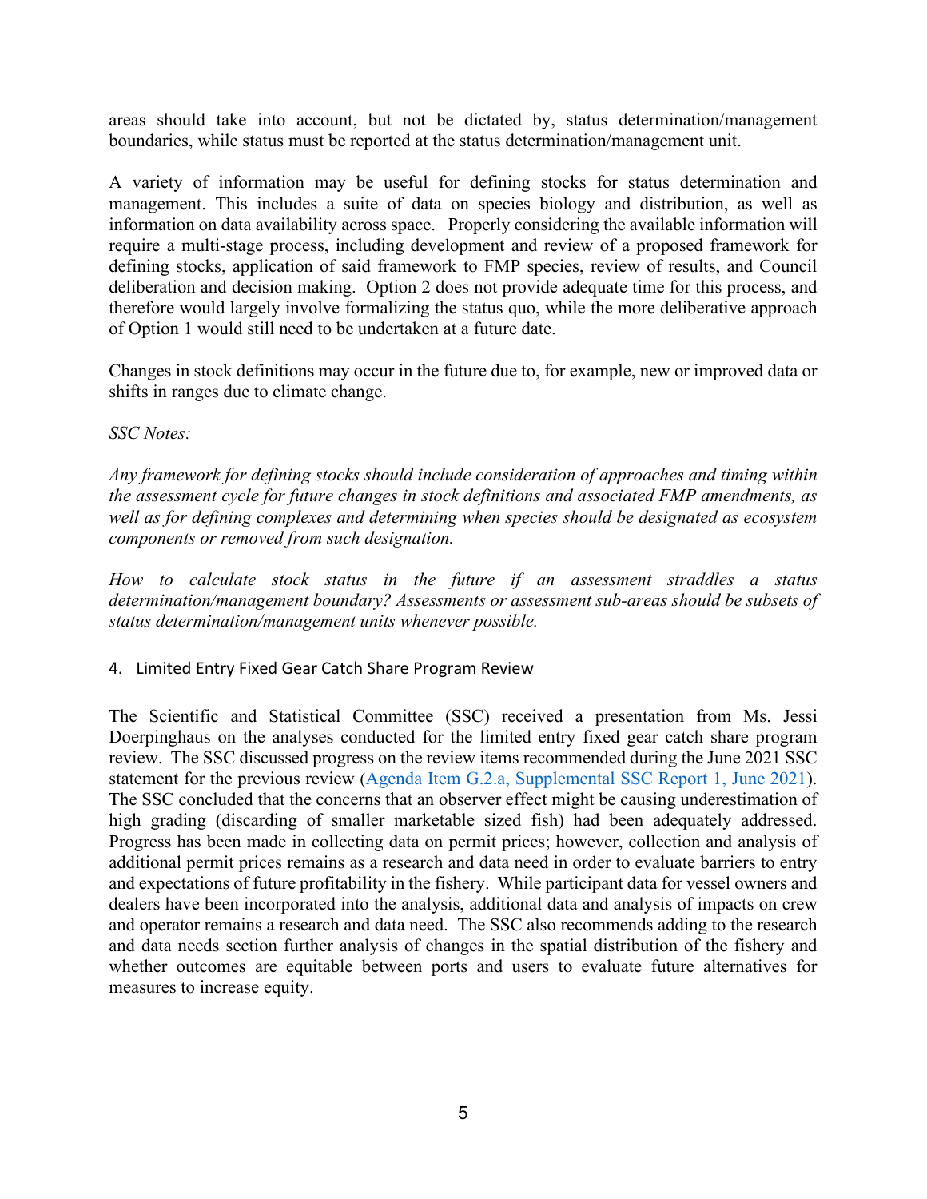areas should take into account, but not be dictated by, status determination/management boundaries, while status must be reported at the status determination/management unit.

A variety of information may be useful for defining stocks for status determination and management. This includes a suite of data on species biology and distribution, as well as information on data availability across space. Properly considering the available information will require a multi-stage process, including development and review of a proposed framework for defining stocks, application of said framework to FMP species, review of results, and Council deliberation and decision making. Option 2 does not provide adequate time for this process, and therefore would largely involve formalizing the status quo, while the more deliberative approach of Option 1 would still need to be undertaken at a future date.

Changes in stock definitions may occur in the future due to, for example, new or improved data or shifts in ranges due to climate change.

*SSC Notes:*

*Any framework for defining stocks should include consideration of approaches and timing within the assessment cycle for future changes in stock definitions and associated FMP amendments, as well as for defining complexes and determining when species should be designated as ecosystem components or removed from such designation.*

*How to calculate stock status in the future if an assessment straddles a status determination/management boundary? Assessments or assessment sub-areas should be subsets of status determination/management units whenever possible.*

## 4. Limited Entry Fixed Gear Catch Share Program Review

The Scientific and Statistical Committee (SSC) received a presentation from Ms. Jessi Doerpinghaus on the analyses conducted for the limited entry fixed gear catch share program review. The SSC discussed progress on the review items recommended during the June 2021 SSC statement for the previous review ([Agenda Item G.2.a, Supplemental SSC Report 1, June 2021](#)). The SSC concluded that the concerns that an observer effect might be causing underestimation of high grading (discarding of smaller marketable sized fish) had been adequately addressed. Progress has been made in collecting data on permit prices; however, collection and analysis of additional permit prices remains as a research and data need in order to evaluate barriers to entry and expectations of future profitability in the fishery. While participant data for vessel owners and dealers have been incorporated into the analysis, additional data and analysis of impacts on crew and operator remains a research and data need. The SSC also recommends adding to the research and data needs section further analysis of changes in the spatial distribution of the fishery and whether outcomes are equitable between ports and users to evaluate future alternatives for measures to increase equity.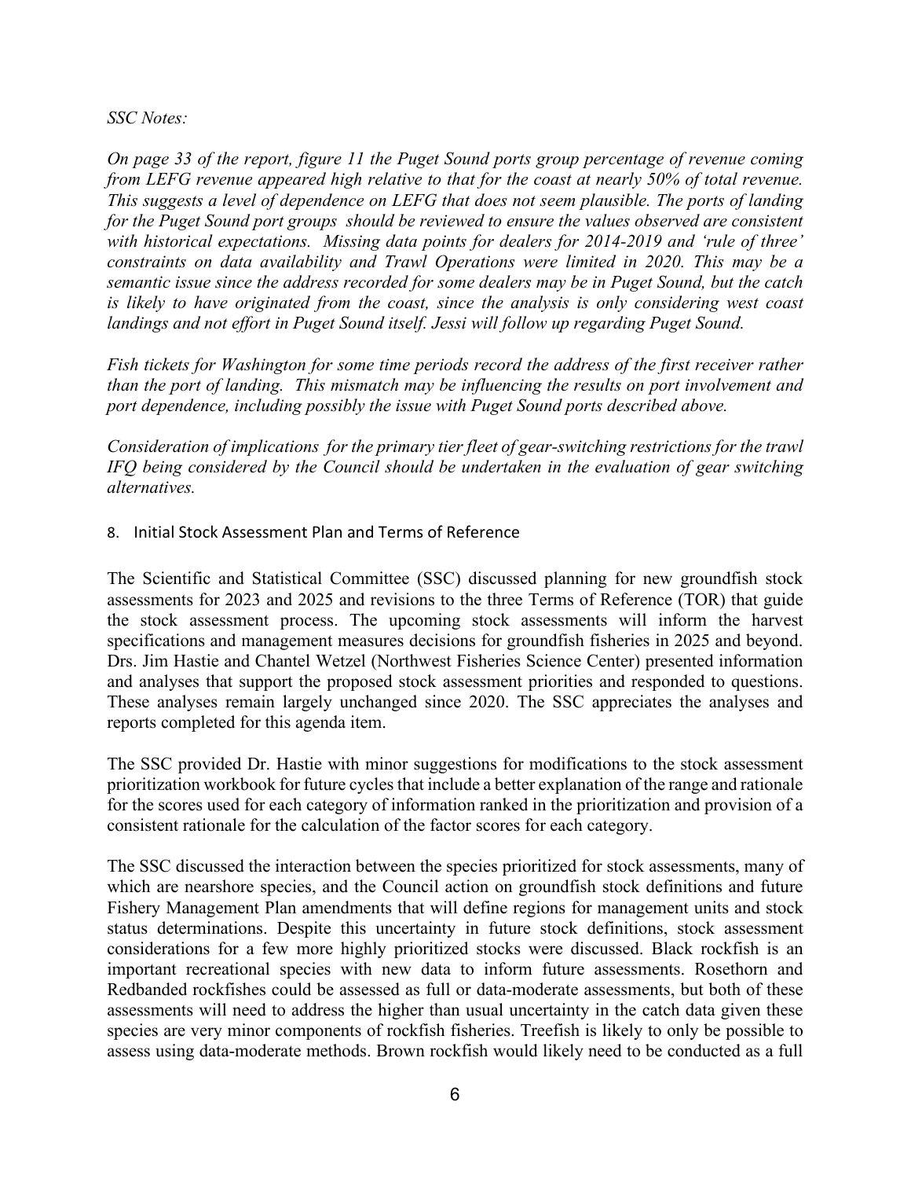*SSC Notes:*

*On page 33 of the report, figure 11 the Puget Sound ports group percentage of revenue coming from LEFG revenue appeared high relative to that for the coast at nearly 50% of total revenue. This suggests a level of dependence on LEFG that does not seem plausible. The ports of landing for the Puget Sound port groups should be reviewed to ensure the values observed are consistent with historical expectations. Missing data points for dealers for 2014-2019 and 'rule of three' constraints on data availability and Trawl Operations were limited in 2020. This may be a semantic issue since the address recorded for some dealers may be in Puget Sound, but the catch is likely to have originated from the coast, since the analysis is only considering west coast landings and not effort in Puget Sound itself. Jessi will follow up regarding Puget Sound.*

*Fish tickets for Washington for some time periods record the address of the first receiver rather than the port of landing. This mismatch may be influencing the results on port involvement and port dependence, including possibly the issue with Puget Sound ports described above.*

*Consideration of implications for the primary tier fleet of gear-switching restrictions for the trawl IFQ being considered by the Council should be undertaken in the evaluation of gear switching alternatives.*

## 8. Initial Stock Assessment Plan and Terms of Reference

The Scientific and Statistical Committee (SSC) discussed planning for new groundfish stock assessments for 2023 and 2025 and revisions to the three Terms of Reference (TOR) that guide the stock assessment process. The upcoming stock assessments will inform the harvest specifications and management measures decisions for groundfish fisheries in 2025 and beyond. Drs. Jim Hastie and Chantel Wetzel (Northwest Fisheries Science Center) presented information and analyses that support the proposed stock assessment priorities and responded to questions. These analyses remain largely unchanged since 2020. The SSC appreciates the analyses and reports completed for this agenda item.

The SSC provided Dr. Hastie with minor suggestions for modifications to the stock assessment prioritization workbook for future cycles that include a better explanation of the range and rationale for the scores used for each category of information ranked in the prioritization and provision of a consistent rationale for the calculation of the factor scores for each category.

The SSC discussed the interaction between the species prioritized for stock assessments, many of which are nearshore species, and the Council action on groundfish stock definitions and future Fishery Management Plan amendments that will define regions for management units and stock status determinations. Despite this uncertainty in future stock definitions, stock assessment considerations for a few more highly prioritized stocks were discussed. Black rockfish is an important recreational species with new data to inform future assessments. Rosethorn and Redbanded rockfishes could be assessed as full or data-moderate assessments, but both of these assessments will need to address the higher than usual uncertainty in the catch data given these species are very minor components of rockfish fisheries. Treefish is likely to only be possible to assess using data-moderate methods. Brown rockfish would likely need to be conducted as a full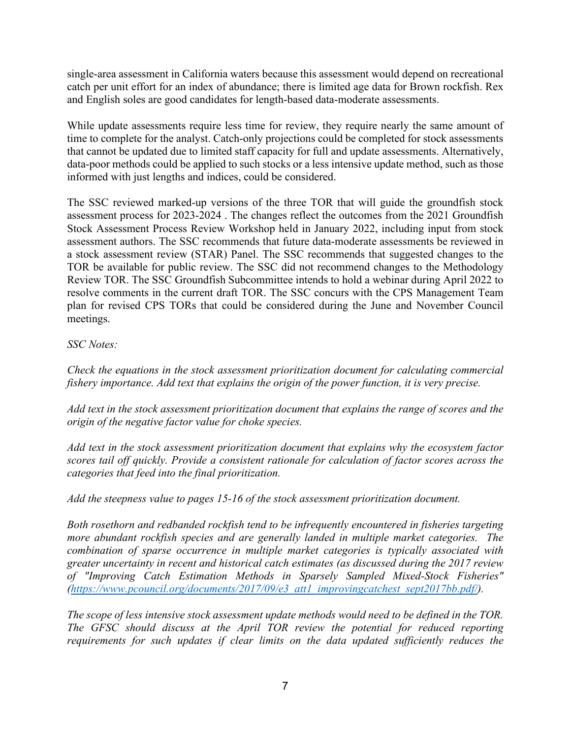single-area assessment in California waters because this assessment would depend on recreational catch per unit effort for an index of abundance; there is limited age data for Brown rockfish. Rex and English soles are good candidates for length-based data-moderate assessments.

While update assessments require less time for review, they require nearly the same amount of time to complete for the analyst. Catch-only projections could be completed for stock assessments that cannot be updated due to limited staff capacity for full and update assessments. Alternatively, data-poor methods could be applied to such stocks or a less intensive update method, such as those informed with just lengths and indices, could be considered.

The SSC reviewed marked-up versions of the three TOR that will guide the groundfish stock assessment process for 2023-2024 . The changes reflect the outcomes from the 2021 Groundfish Stock Assessment Process Review Workshop held in January 2022, including input from stock assessment authors. The SSC recommends that future data-moderate assessments be reviewed in a stock assessment review (STAR) Panel. The SSC recommends that suggested changes to the TOR be available for public review. The SSC did not recommend changes to the Methodology Review TOR. The SSC Groundfish Subcommittee intends to hold a webinar during April 2022 to resolve comments in the current draft TOR. The SSC concurs with the CPS Management Team plan for revised CPS TORs that could be considered during the June and November Council meetings.

*SSC Notes:*

*Check the equations in the stock assessment prioritization document for calculating commercial fishery importance. Add text that explains the origin of the power function, it is very precise.*

*Add text in the stock assessment prioritization document that explains the range of scores and the origin of the negative factor value for choke species.*

*Add text in the stock assessment prioritization document that explains why the ecosystem factor scores tail off quickly. Provide a consistent rationale for calculation of factor scores across the categories that feed into the final prioritization.*

*Add the steepness value to pages 15-16 of the stock assessment prioritization document.*

*Both rosethorn and redbanded rockfish tend to be infrequently encountered in fisheries targeting more abundant rockfish species and are generally landed in multiple market categories. The combination of sparse occurrence in multiple market categories is typically associated with greater uncertainty in recent and historical catch estimates (as discussed during the 2017 review of "Improving Catch Estimation Methods in Sparsely Sampled Mixed-Stock Fisheries" (https://www.pcouncil.org/documents/2017/09/e3_att1_improvingcatchest_sept2017bb.pdf/).*

*The scope of less intensive stock assessment update methods would need to be defined in the TOR. The GFSC should discuss at the April TOR review the potential for reduced reporting requirements for such updates if clear limits on the data updated sufficiently reduces the*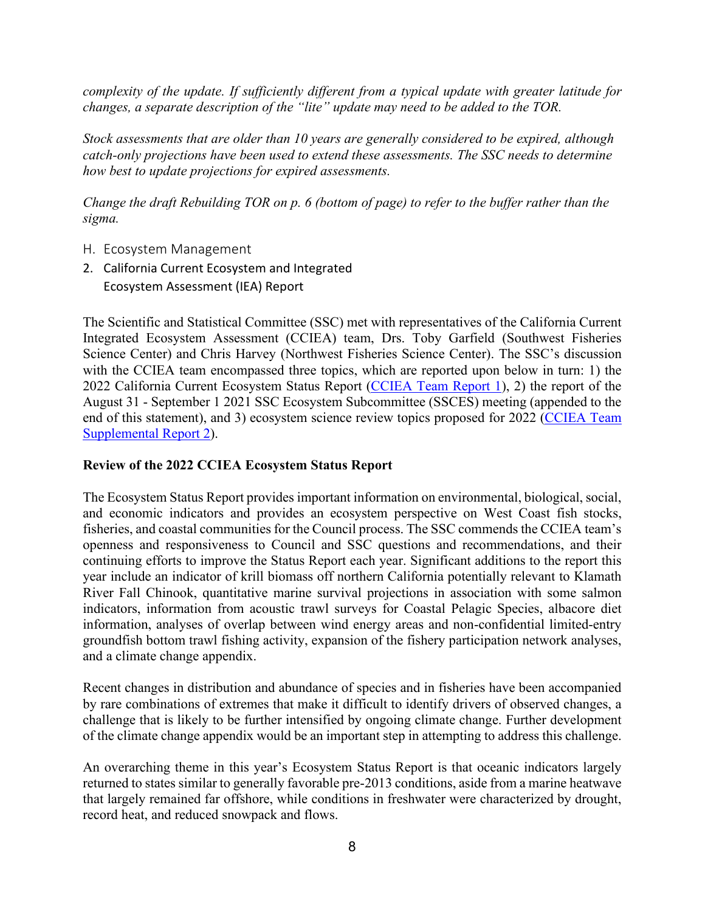*complexity of the update. If sufficiently different from a typical update with greater latitude for changes, a separate description of the "lite" update may need to be added to the TOR.*

*Stock assessments that are older than 10 years are generally considered to be expired, although catch-only projections have been used to extend these assessments. The SSC needs to determine how best to update projections for expired assessments.*

*Change the draft Rebuilding TOR on p. 6 (bottom of page) to refer to the buffer rather than the sigma.*

## H. Ecosystem Management

### 2. California Current Ecosystem and Integrated Ecosystem Assessment (IEA) Report

The Scientific and Statistical Committee (SSC) met with representatives of the California Current Integrated Ecosystem Assessment (CCIEA) team, Drs. Toby Garfield (Southwest Fisheries Science Center) and Chris Harvey (Northwest Fisheries Science Center). The SSC's discussion with the CCIEA team encompassed three topics, which are reported upon below in turn: 1) the 2022 California Current Ecosystem Status Report (CCIEA Team Report 1), 2) the report of the August 31 - September 1 2021 SSC Ecosystem Subcommittee (SSCES) meeting (appended to the end of this statement), and 3) ecosystem science review topics proposed for 2022 (CCIEA Team Supplemental Report 2).

**Review of the 2022 CCIEA Ecosystem Status Report**

The Ecosystem Status Report provides important information on environmental, biological, social, and economic indicators and provides an ecosystem perspective on West Coast fish stocks, fisheries, and coastal communities for the Council process. The SSC commends the CCIEA team's openness and responsiveness to Council and SSC questions and recommendations, and their continuing efforts to improve the Status Report each year. Significant additions to the report this year include an indicator of krill biomass off northern California potentially relevant to Klamath River Fall Chinook, quantitative marine survival projections in association with some salmon indicators, information from acoustic trawl surveys for Coastal Pelagic Species, albacore diet information, analyses of overlap between wind energy areas and non-confidential limited-entry groundfish bottom trawl fishing activity, expansion of the fishery participation network analyses, and a climate change appendix.

Recent changes in distribution and abundance of species and in fisheries have been accompanied by rare combinations of extremes that make it difficult to identify drivers of observed changes, a challenge that is likely to be further intensified by ongoing climate change. Further development of the climate change appendix would be an important step in attempting to address this challenge.

An overarching theme in this year's Ecosystem Status Report is that oceanic indicators largely returned to states similar to generally favorable pre-2013 conditions, aside from a marine heatwave that largely remained far offshore, while conditions in freshwater were characterized by drought, record heat, and reduced snowpack and flows.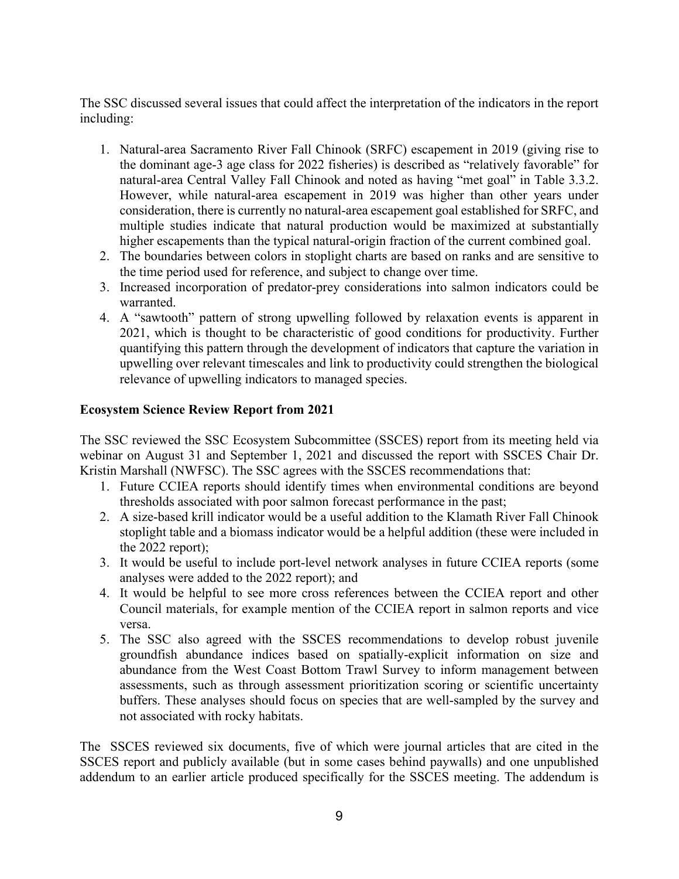The SSC discussed several issues that could affect the interpretation of the indicators in the report including:

1. Natural-area Sacramento River Fall Chinook (SRFC) escapement in 2019 (giving rise to the dominant age-3 age class for 2022 fisheries) is described as "relatively favorable" for natural-area Central Valley Fall Chinook and noted as having "met goal" in Table 3.3.2. However, while natural-area escapement in 2019 was higher than other years under consideration, there is currently no natural-area escapement goal established for SRFC, and multiple studies indicate that natural production would be maximized at substantially higher escapements than the typical natural-origin fraction of the current combined goal.
2. The boundaries between colors in stoplight charts are based on ranks and are sensitive to the time period used for reference, and subject to change over time.
3. Increased incorporation of predator-prey considerations into salmon indicators could be warranted.
4. A "sawtooth" pattern of strong upwelling followed by relaxation events is apparent in 2021, which is thought to be characteristic of good conditions for productivity. Further quantifying this pattern through the development of indicators that capture the variation in upwelling over relevant timescales and link to productivity could strengthen the biological relevance of upwelling indicators to managed species.

**Ecosystem Science Review Report from 2021**

The SSC reviewed the SSC Ecosystem Subcommittee (SSCES) report from its meeting held via webinar on August 31 and September 1, 2021 and discussed the report with SSCES Chair Dr. Kristin Marshall (NWFSC). The SSC agrees with the SSCES recommendations that:

1. Future CCIEA reports should identify times when environmental conditions are beyond thresholds associated with poor salmon forecast performance in the past;
2. A size-based krill indicator would be a useful addition to the Klamath River Fall Chinook stoplight table and a biomass indicator would be a helpful addition (these were included in the 2022 report);
3. It would be useful to include port-level network analyses in future CCIEA reports (some analyses were added to the 2022 report); and
4. It would be helpful to see more cross references between the CCIEA report and other Council materials, for example mention of the CCIEA report in salmon reports and vice versa.
5. The SSC also agreed with the SSCES recommendations to develop robust juvenile groundfish abundance indices based on spatially-explicit information on size and abundance from the West Coast Bottom Trawl Survey to inform management between assessments, such as through assessment prioritization scoring or scientific uncertainty buffers. These analyses should focus on species that are well-sampled by the survey and not associated with rocky habitats.

The SSCES reviewed six documents, five of which were journal articles that are cited in the SSCES report and publicly available (but in some cases behind paywalls) and one unpublished addendum to an earlier article produced specifically for the SSCES meeting. The addendum is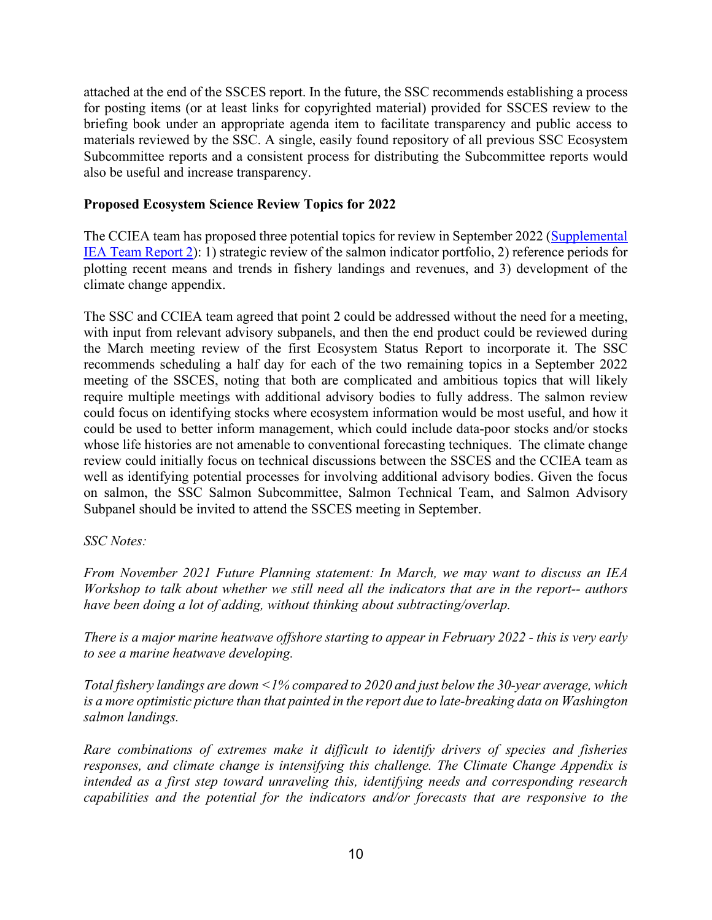attached at the end of the SSCES report. In the future, the SSC recommends establishing a process for posting items (or at least links for copyrighted material) provided for SSCES review to the briefing book under an appropriate agenda item to facilitate transparency and public access to materials reviewed by the SSC. A single, easily found repository of all previous SSC Ecosystem Subcommittee reports and a consistent process for distributing the Subcommittee reports would also be useful and increase transparency.

**Proposed Ecosystem Science Review Topics for 2022**

The CCIEA team has proposed three potential topics for review in September 2022 (Supplemental IEA Team Report 2): 1) strategic review of the salmon indicator portfolio, 2) reference periods for plotting recent means and trends in fishery landings and revenues, and 3) development of the climate change appendix.

The SSC and CCIEA team agreed that point 2 could be addressed without the need for a meeting, with input from relevant advisory subpanels, and then the end product could be reviewed during the March meeting review of the first Ecosystem Status Report to incorporate it. The SSC recommends scheduling a half day for each of the two remaining topics in a September 2022 meeting of the SSCES, noting that both are complicated and ambitious topics that will likely require multiple meetings with additional advisory bodies to fully address. The salmon review could focus on identifying stocks where ecosystem information would be most useful, and how it could be used to better inform management, which could include data-poor stocks and/or stocks whose life histories are not amenable to conventional forecasting techniques. The climate change review could initially focus on technical discussions between the SSCES and the CCIEA team as well as identifying potential processes for involving additional advisory bodies. Given the focus on salmon, the SSC Salmon Subcommittee, Salmon Technical Team, and Salmon Advisory Subpanel should be invited to attend the SSCES meeting in September.

*SSC Notes:*

*From November 2021 Future Planning statement: In March, we may want to discuss an IEA Workshop to talk about whether we still need all the indicators that are in the report-- authors have been doing a lot of adding, without thinking about subtracting/overlap.*

*There is a major marine heatwave offshore starting to appear in February 2022 - this is very early to see a marine heatwave developing.*

*Total fishery landings are down <1% compared to 2020 and just below the 30-year average, which is a more optimistic picture than that painted in the report due to late-breaking data on Washington salmon landings.*

*Rare combinations of extremes make it difficult to identify drivers of species and fisheries responses, and climate change is intensifying this challenge. The Climate Change Appendix is intended as a first step toward unraveling this, identifying needs and corresponding research capabilities and the potential for the indicators and/or forecasts that are responsive to the*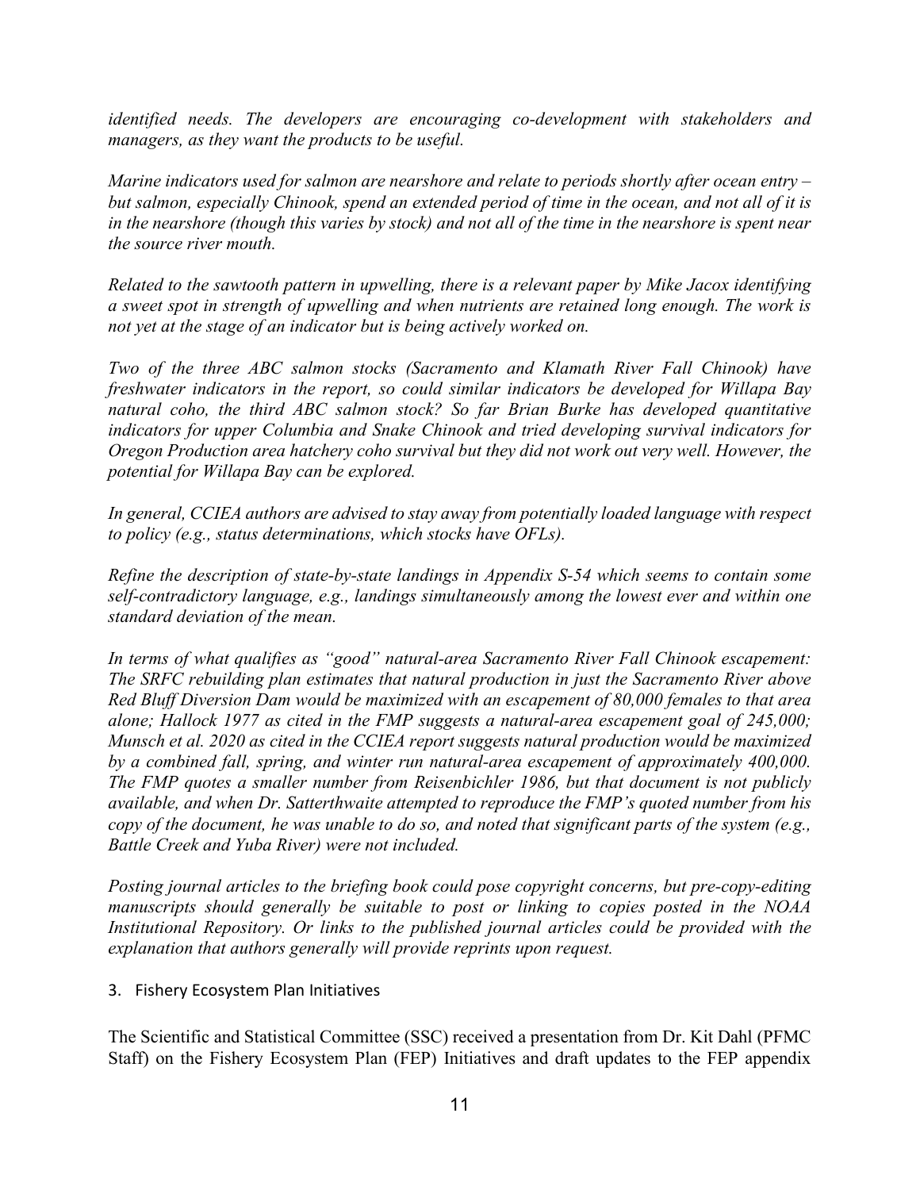*identified needs. The developers are encouraging co-development with stakeholders and managers, as they want the products to be useful.*

*Marine indicators used for salmon are nearshore and relate to periods shortly after ocean entry – but salmon, especially Chinook, spend an extended period of time in the ocean, and not all of it is in the nearshore (though this varies by stock) and not all of the time in the nearshore is spent near the source river mouth.*

*Related to the sawtooth pattern in upwelling, there is a relevant paper by Mike Jacox identifying a sweet spot in strength of upwelling and when nutrients are retained long enough. The work is not yet at the stage of an indicator but is being actively worked on.*

*Two of the three ABC salmon stocks (Sacramento and Klamath River Fall Chinook) have freshwater indicators in the report, so could similar indicators be developed for Willapa Bay natural coho, the third ABC salmon stock? So far Brian Burke has developed quantitative indicators for upper Columbia and Snake Chinook and tried developing survival indicators for Oregon Production area hatchery coho survival but they did not work out very well. However, the potential for Willapa Bay can be explored.*

*In general, CCIEA authors are advised to stay away from potentially loaded language with respect to policy (e.g., status determinations, which stocks have OFLs).*

*Refine the description of state-by-state landings in Appendix S-54 which seems to contain some self-contradictory language, e.g., landings simultaneously among the lowest ever and within one standard deviation of the mean.*

*In terms of what qualifies as "good" natural-area Sacramento River Fall Chinook escapement: The SRFC rebuilding plan estimates that natural production in just the Sacramento River above Red Bluff Diversion Dam would be maximized with an escapement of 80,000 females to that area alone; Hallock 1977 as cited in the FMP suggests a natural-area escapement goal of 245,000; Munsch et al. 2020 as cited in the CCIEA report suggests natural production would be maximized by a combined fall, spring, and winter run natural-area escapement of approximately 400,000. The FMP quotes a smaller number from Reisenbichler 1986, but that document is not publicly available, and when Dr. Satterthwaite attempted to reproduce the FMP's quoted number from his copy of the document, he was unable to do so, and noted that significant parts of the system (e.g., Battle Creek and Yuba River) were not included.*

*Posting journal articles to the briefing book could pose copyright concerns, but pre-copy-editing manuscripts should generally be suitable to post or linking to copies posted in the NOAA Institutional Repository. Or links to the published journal articles could be provided with the explanation that authors generally will provide reprints upon request.*

3. Fishery Ecosystem Plan Initiatives

The Scientific and Statistical Committee (SSC) received a presentation from Dr. Kit Dahl (PFMC Staff) on the Fishery Ecosystem Plan (FEP) Initiatives and draft updates to the FEP appendix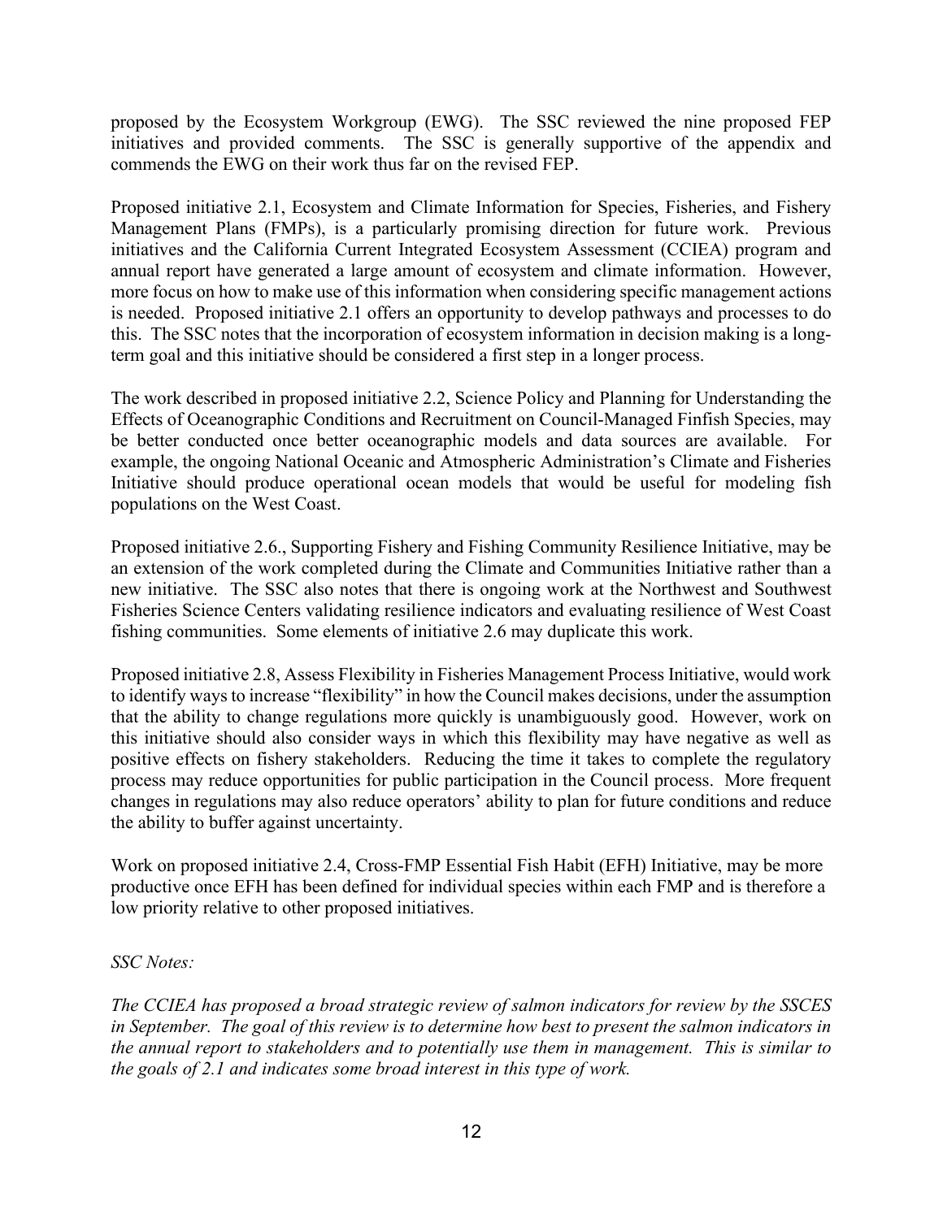proposed by the Ecosystem Workgroup (EWG). The SSC reviewed the nine proposed FEP initiatives and provided comments. The SSC is generally supportive of the appendix and commends the EWG on their work thus far on the revised FEP.

Proposed initiative 2.1, Ecosystem and Climate Information for Species, Fisheries, and Fishery Management Plans (FMPs), is a particularly promising direction for future work. Previous initiatives and the California Current Integrated Ecosystem Assessment (CCIEA) program and annual report have generated a large amount of ecosystem and climate information. However, more focus on how to make use of this information when considering specific management actions is needed. Proposed initiative 2.1 offers an opportunity to develop pathways and processes to do this. The SSC notes that the incorporation of ecosystem information in decision making is a long-term goal and this initiative should be considered a first step in a longer process.

The work described in proposed initiative 2.2, Science Policy and Planning for Understanding the Effects of Oceanographic Conditions and Recruitment on Council-Managed Finfish Species, may be better conducted once better oceanographic models and data sources are available. For example, the ongoing National Oceanic and Atmospheric Administration's Climate and Fisheries Initiative should produce operational ocean models that would be useful for modeling fish populations on the West Coast.

Proposed initiative 2.6., Supporting Fishery and Fishing Community Resilience Initiative, may be an extension of the work completed during the Climate and Communities Initiative rather than a new initiative. The SSC also notes that there is ongoing work at the Northwest and Southwest Fisheries Science Centers validating resilience indicators and evaluating resilience of West Coast fishing communities. Some elements of initiative 2.6 may duplicate this work.

Proposed initiative 2.8, Assess Flexibility in Fisheries Management Process Initiative, would work to identify ways to increase "flexibility" in how the Council makes decisions, under the assumption that the ability to change regulations more quickly is unambiguously good. However, work on this initiative should also consider ways in which this flexibility may have negative as well as positive effects on fishery stakeholders. Reducing the time it takes to complete the regulatory process may reduce opportunities for public participation in the Council process. More frequent changes in regulations may also reduce operators' ability to plan for future conditions and reduce the ability to buffer against uncertainty.

Work on proposed initiative 2.4, Cross-FMP Essential Fish Habit (EFH) Initiative, may be more productive once EFH has been defined for individual species within each FMP and is therefore a low priority relative to other proposed initiatives.

*SSC Notes:*

*The CCIEA has proposed a broad strategic review of salmon indicators for review by the SSCES in September. The goal of this review is to determine how best to present the salmon indicators in the annual report to stakeholders and to potentially use them in management. This is similar to the goals of 2.1 and indicates some broad interest in this type of work.*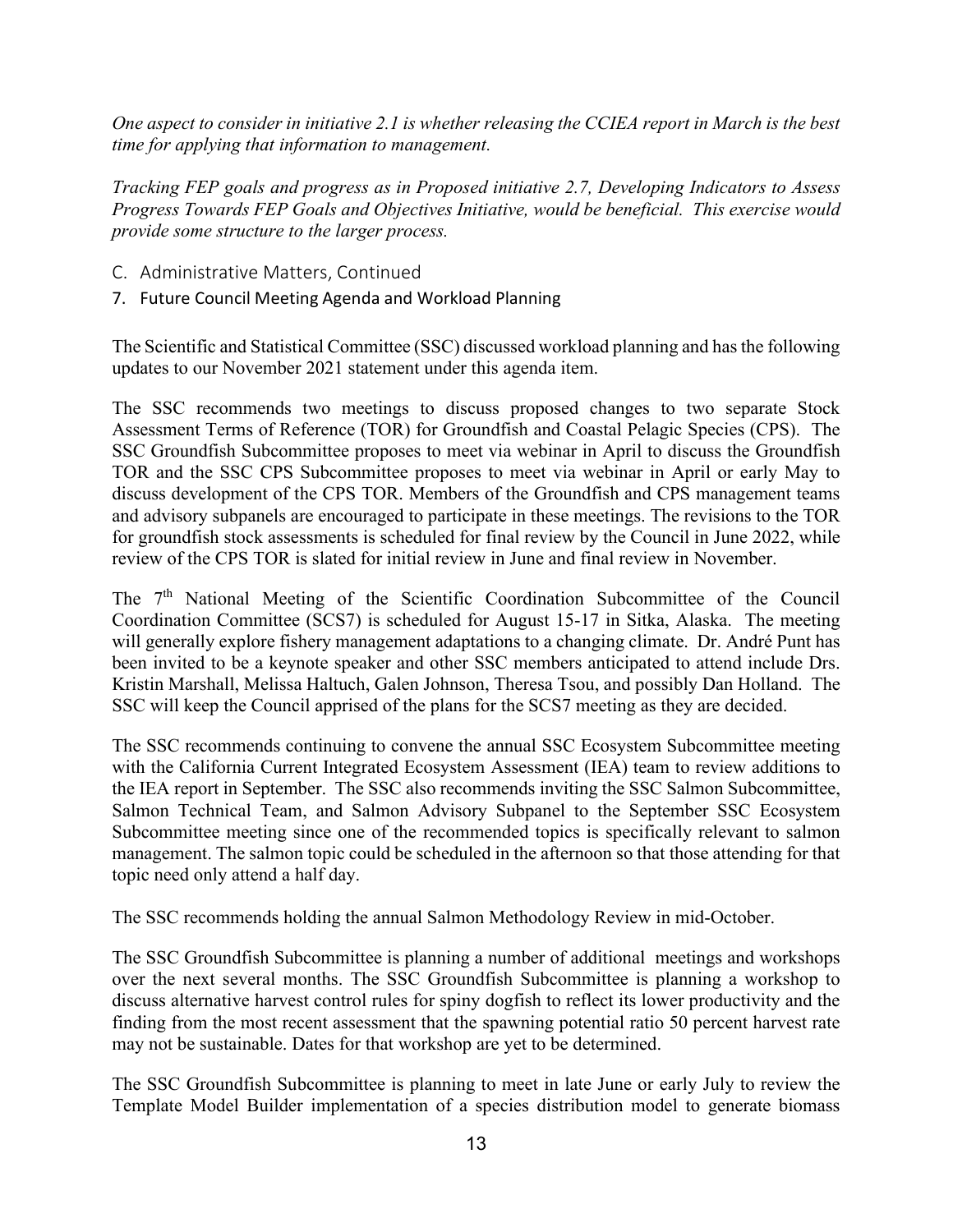*One aspect to consider in initiative 2.1 is whether releasing the CCIEA report in March is the best time for applying that information to management.*

*Tracking FEP goals and progress as in Proposed initiative 2.7, Developing Indicators to Assess Progress Towards FEP Goals and Objectives Initiative, would be beneficial. This exercise would provide some structure to the larger process.*

## C. Administrative Matters, Continued

### 7. Future Council Meeting Agenda and Workload Planning

The Scientific and Statistical Committee (SSC) discussed workload planning and has the following updates to our November 2021 statement under this agenda item.

The SSC recommends two meetings to discuss proposed changes to two separate Stock Assessment Terms of Reference (TOR) for Groundfish and Coastal Pelagic Species (CPS). The SSC Groundfish Subcommittee proposes to meet via webinar in April to discuss the Groundfish TOR and the SSC CPS Subcommittee proposes to meet via webinar in April or early May to discuss development of the CPS TOR. Members of the Groundfish and CPS management teams and advisory subpanels are encouraged to participate in these meetings. The revisions to the TOR for groundfish stock assessments is scheduled for final review by the Council in June 2022, while review of the CPS TOR is slated for initial review in June and final review in November.

The 7th National Meeting of the Scientific Coordination Subcommittee of the Council Coordination Committee (SCS7) is scheduled for August 15-17 in Sitka, Alaska. The meeting will generally explore fishery management adaptations to a changing climate. Dr. André Punt has been invited to be a keynote speaker and other SSC members anticipated to attend include Drs. Kristin Marshall, Melissa Haltuch, Galen Johnson, Theresa Tsou, and possibly Dan Holland. The SSC will keep the Council apprised of the plans for the SCS7 meeting as they are decided.

The SSC recommends continuing to convene the annual SSC Ecosystem Subcommittee meeting with the California Current Integrated Ecosystem Assessment (IEA) team to review additions to the IEA report in September. The SSC also recommends inviting the SSC Salmon Subcommittee, Salmon Technical Team, and Salmon Advisory Subpanel to the September SSC Ecosystem Subcommittee meeting since one of the recommended topics is specifically relevant to salmon management. The salmon topic could be scheduled in the afternoon so that those attending for that topic need only attend a half day.

The SSC recommends holding the annual Salmon Methodology Review in mid-October.

The SSC Groundfish Subcommittee is planning a number of additional meetings and workshops over the next several months. The SSC Groundfish Subcommittee is planning a workshop to discuss alternative harvest control rules for spiny dogfish to reflect its lower productivity and the finding from the most recent assessment that the spawning potential ratio 50 percent harvest rate may not be sustainable. Dates for that workshop are yet to be determined.

The SSC Groundfish Subcommittee is planning to meet in late June or early July to review the Template Model Builder implementation of a species distribution model to generate biomass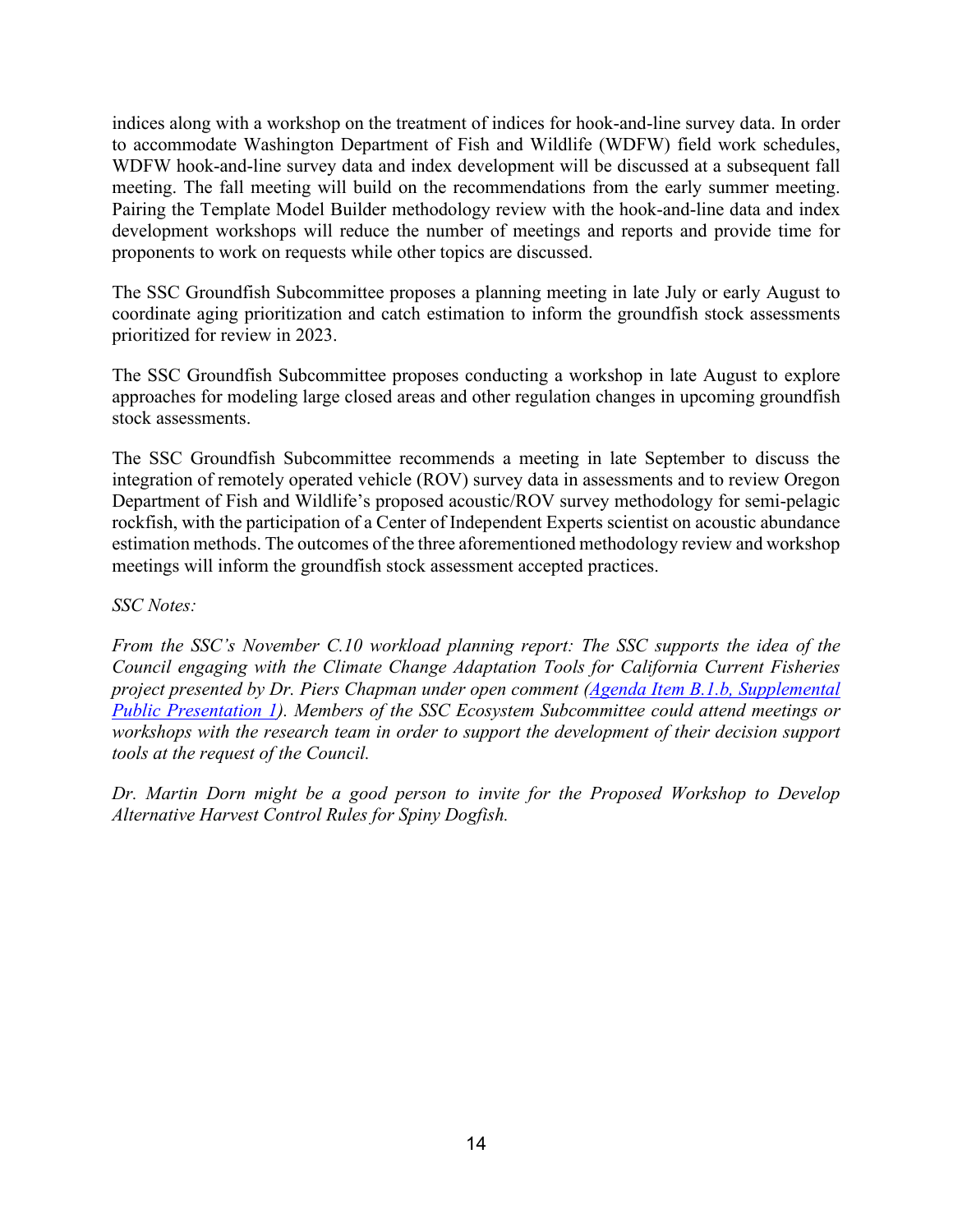indices along with a workshop on the treatment of indices for hook-and-line survey data. In order to accommodate Washington Department of Fish and Wildlife (WDFW) field work schedules, WDFW hook-and-line survey data and index development will be discussed at a subsequent fall meeting. The fall meeting will build on the recommendations from the early summer meeting. Pairing the Template Model Builder methodology review with the hook-and-line data and index development workshops will reduce the number of meetings and reports and provide time for proponents to work on requests while other topics are discussed.

The SSC Groundfish Subcommittee proposes a planning meeting in late July or early August to coordinate aging prioritization and catch estimation to inform the groundfish stock assessments prioritized for review in 2023.

The SSC Groundfish Subcommittee proposes conducting a workshop in late August to explore approaches for modeling large closed areas and other regulation changes in upcoming groundfish stock assessments.

The SSC Groundfish Subcommittee recommends a meeting in late September to discuss the integration of remotely operated vehicle (ROV) survey data in assessments and to review Oregon Department of Fish and Wildlife's proposed acoustic/ROV survey methodology for semi-pelagic rockfish, with the participation of a Center of Independent Experts scientist on acoustic abundance estimation methods. The outcomes of the three aforementioned methodology review and workshop meetings will inform the groundfish stock assessment accepted practices.

*SSC Notes:*

*From the SSC's November C.10 workload planning report: The SSC supports the idea of the Council engaging with the Climate Change Adaptation Tools for California Current Fisheries project presented by Dr. Piers Chapman under open comment (Agenda Item B.1.b, Supplemental Public Presentation 1). Members of the SSC Ecosystem Subcommittee could attend meetings or workshops with the research team in order to support the development of their decision support tools at the request of the Council.*

*Dr. Martin Dorn might be a good person to invite for the Proposed Workshop to Develop Alternative Harvest Control Rules for Spiny Dogfish.*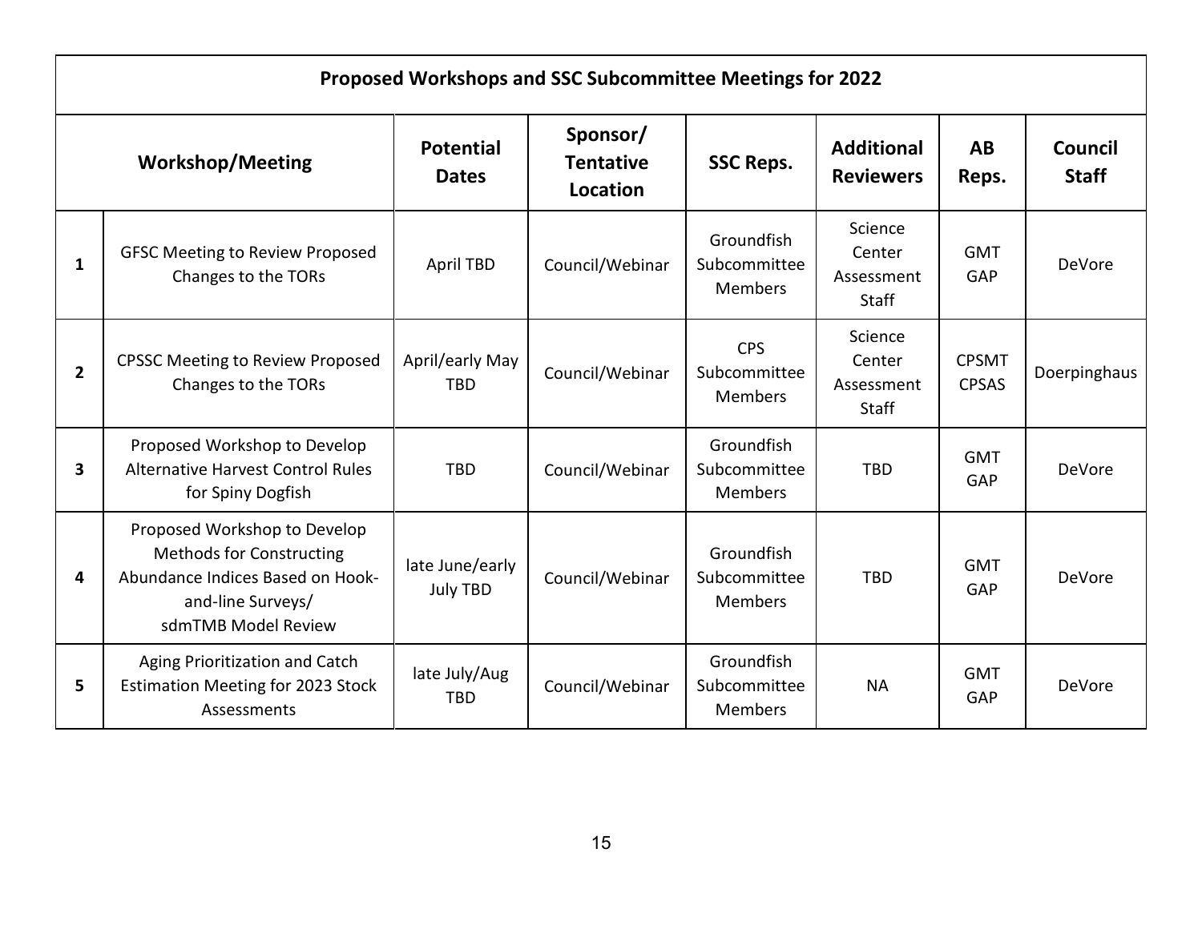| Proposed Workshops and SSC Subcommittee Meetings for 2022 | | | | | | | |
|---|---|---|---|---|---|---|---|
| Workshop/Meeting | | Potential Dates | Sponsor/ Tentative Location | SSC Reps. | Additional Reviewers | AB Reps. | Council Staff |
| 1 | GFSC Meeting to Review Proposed Changes to the TORs | April TBD | Council/Webinar | Groundfish Subcommittee Members | Science Center Assessment Staff | GMT GAP | DeVore |
| 2 | CPSSC Meeting to Review Proposed Changes to the TORs | April/early May TBD | Council/Webinar | CPS Subcommittee Members | Science Center Assessment Staff | CPSMT CPSAS | Doerpinghaus |
| 3 | Proposed Workshop to Develop Alternative Harvest Control Rules for Spiny Dogfish | TBD | Council/Webinar | Groundfish Subcommittee Members | TBD | GMT GAP | DeVore |
| 4 | Proposed Workshop to Develop Methods for Constructing Abundance Indices Based on Hook-and-line Surveys/ sdmTMB Model Review | late June/early July TBD | Council/Webinar | Groundfish Subcommittee Members | TBD | GMT GAP | DeVore |
| 5 | Aging Prioritization and Catch Estimation Meeting for 2023 Stock Assessments | late July/Aug TBD | Council/Webinar | Groundfish Subcommittee Members | NA | GMT GAP | DeVore |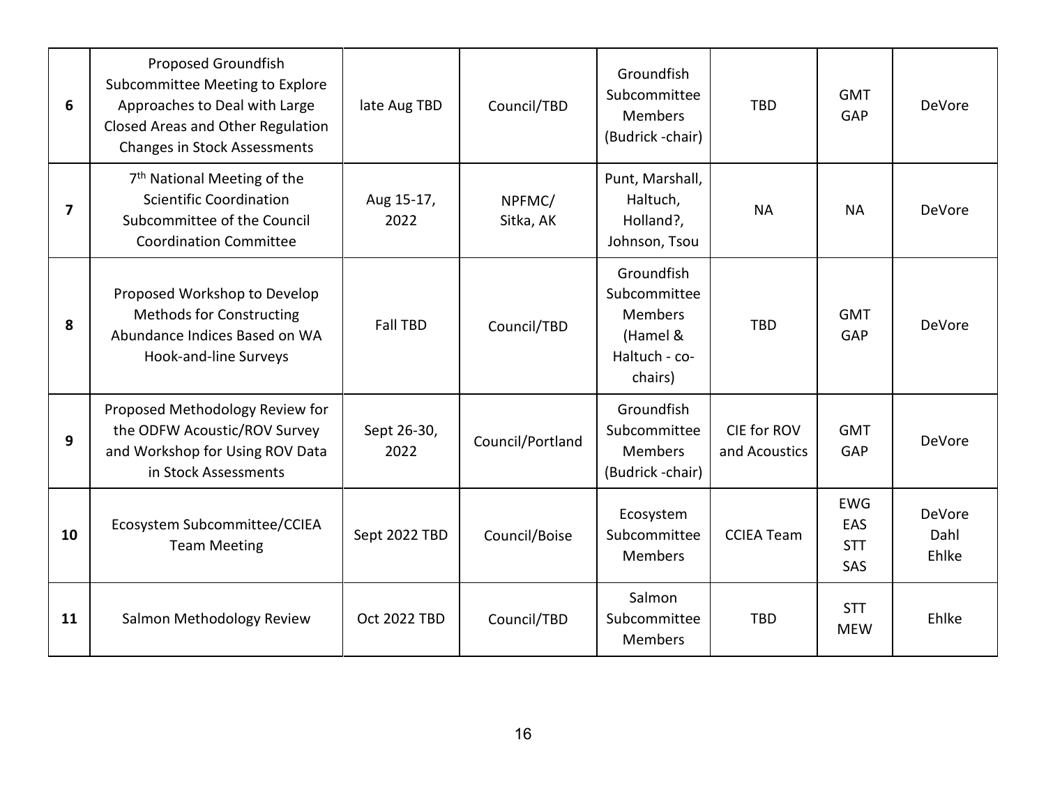| 6 | Proposed Groundfish Subcommittee Meeting to Explore Approaches to Deal with Large Closed Areas and Other Regulation Changes in Stock Assessments | late Aug TBD | Council/TBD | Groundfish Subcommittee Members (Budrick -chair) | TBD | GMT GAP | DeVore |
|---|---|---|---|---|---|---|---|
| 7 | 7th National Meeting of the Scientific Coordination Subcommittee of the Council Coordination Committee | Aug 15-17, 2022 | NPFMC/ Sitka, AK | Punt, Marshall, Haltuch, Holland?, Johnson, Tsou | NA | NA | DeVore |
| 8 | Proposed Workshop to Develop Methods for Constructing Abundance Indices Based on WA Hook-and-line Surveys | Fall TBD | Council/TBD | Groundfish Subcommittee Members (Hamel & Haltuch - co-chairs) | TBD | GMT GAP | DeVore |
| 9 | Proposed Methodology Review for the ODFW Acoustic/ROV Survey and Workshop for Using ROV Data in Stock Assessments | Sept 26-30, 2022 | Council/Portland | Groundfish Subcommittee Members (Budrick -chair) | CIE for ROV and Acoustics | GMT GAP | DeVore |
| 10 | Ecosystem Subcommittee/CCIEA Team Meeting | Sept 2022 TBD | Council/Boise | Ecosystem Subcommittee Members | CCIEA Team | EWG EAS STT SAS | DeVore Dahl Ehlke |
| 11 | Salmon Methodology Review | Oct 2022 TBD | Council/TBD | Salmon Subcommittee Members | TBD | STT MEW | Ehlke |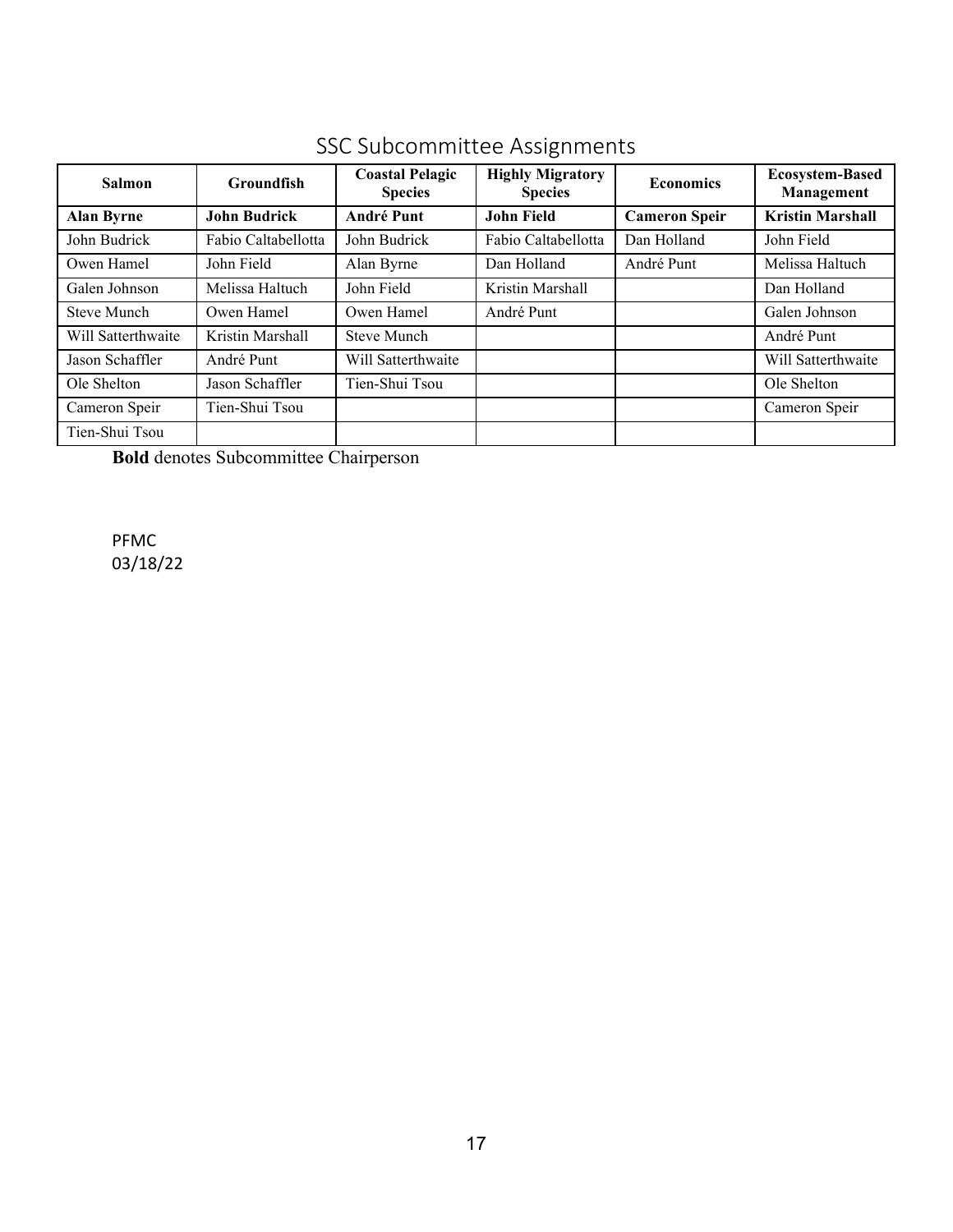## SSC Subcommittee Assignments

| Salmon | Groundfish | Coastal Pelagic Species | Highly Migratory Species | Economics | Ecosystem-Based Management |
|---|---|---|---|---|---|
| **Alan Byrne** | **John Budrick** | **André Punt** | **John Field** | **Cameron Speir** | **Kristin Marshall** |
| John Budrick | Fabio Caltabellotta | John Budrick | Fabio Caltabellotta | Dan Holland | John Field |
| Owen Hamel | John Field | Alan Byrne | Dan Holland | André Punt | Melissa Haltuch |
| Galen Johnson | Melissa Haltuch | John Field | Kristin Marshall | | Dan Holland |
| Steve Munch | Owen Hamel | Owen Hamel | André Punt | | Galen Johnson |
| Will Satterthwaite | Kristin Marshall | Steve Munch | | | André Punt |
| Jason Schaffler | André Punt | Will Satterthwaite | | | Will Satterthwaite |
| Ole Shelton | Jason Schaffler | Tien-Shui Tsou | | | Ole Shelton |
| Cameron Speir | Tien-Shui Tsou | | | | Cameron Speir |
| Tien-Shui Tsou | | | | | |

**Bold** denotes Subcommittee Chairperson

PFMC
03/18/22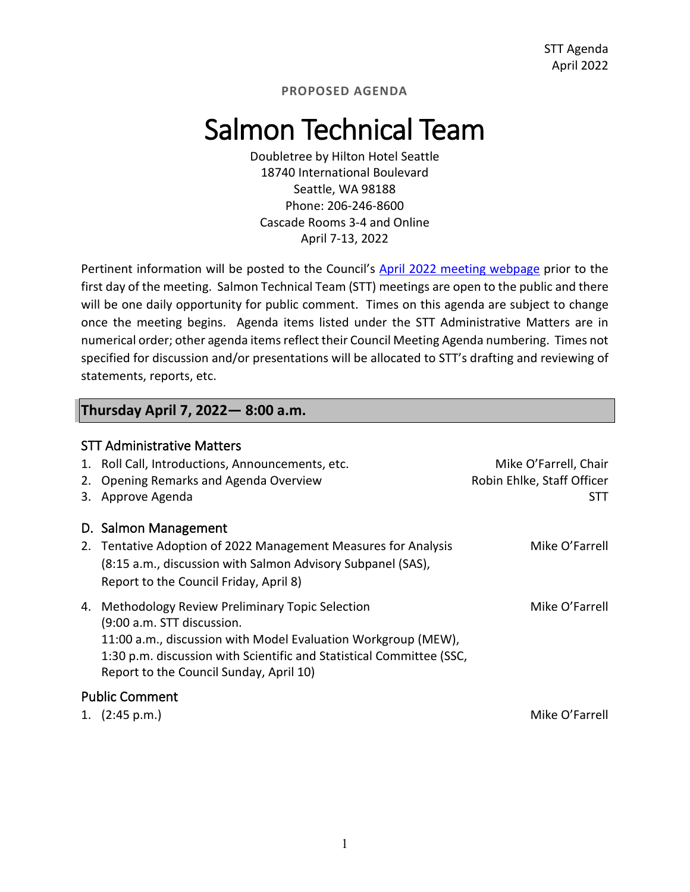**PROPOSED AGENDA**

# Salmon Technical Team

Doubletree by Hilton Hotel Seattle
18740 International Boulevard
Seattle, WA 98188
Phone: 206-246-8600
Cascade Rooms 3-4 and Online
April 7-13, 2022

Pertinent information will be posted to the Council's April 2022 meeting webpage prior to the first day of the meeting. Salmon Technical Team (STT) meetings are open to the public and there will be one daily opportunity for public comment. Times on this agenda are subject to change once the meeting begins. Agenda items listed under the STT Administrative Matters are in numerical order; other agenda items reflect their Council Meeting Agenda numbering. Times not specified for discussion and/or presentations will be allocated to STT's drafting and reviewing of statements, reports, etc.

## Thursday April 7, 2022— 8:00 a.m.

### STT Administrative Matters

1. Roll Call, Introductions, Announcements, etc. — Mike O'Farrell, Chair
2. Opening Remarks and Agenda Overview — Robin Ehlke, Staff Officer
3. Approve Agenda — STT

### D. Salmon Management

2. Tentative Adoption of 2022 Management Measures for Analysis (8:15 a.m., discussion with Salmon Advisory Subpanel (SAS), Report to the Council Friday, April 8) — Mike O'Farrell

4. Methodology Review Preliminary Topic Selection (9:00 a.m. STT discussion. 11:00 a.m., discussion with Model Evaluation Workgroup (MEW), 1:30 p.m. discussion with Scientific and Statistical Committee (SSC, Report to the Council Sunday, April 10) — Mike O'Farrell

### Public Comment

1. (2:45 p.m.) — Mike O'Farrell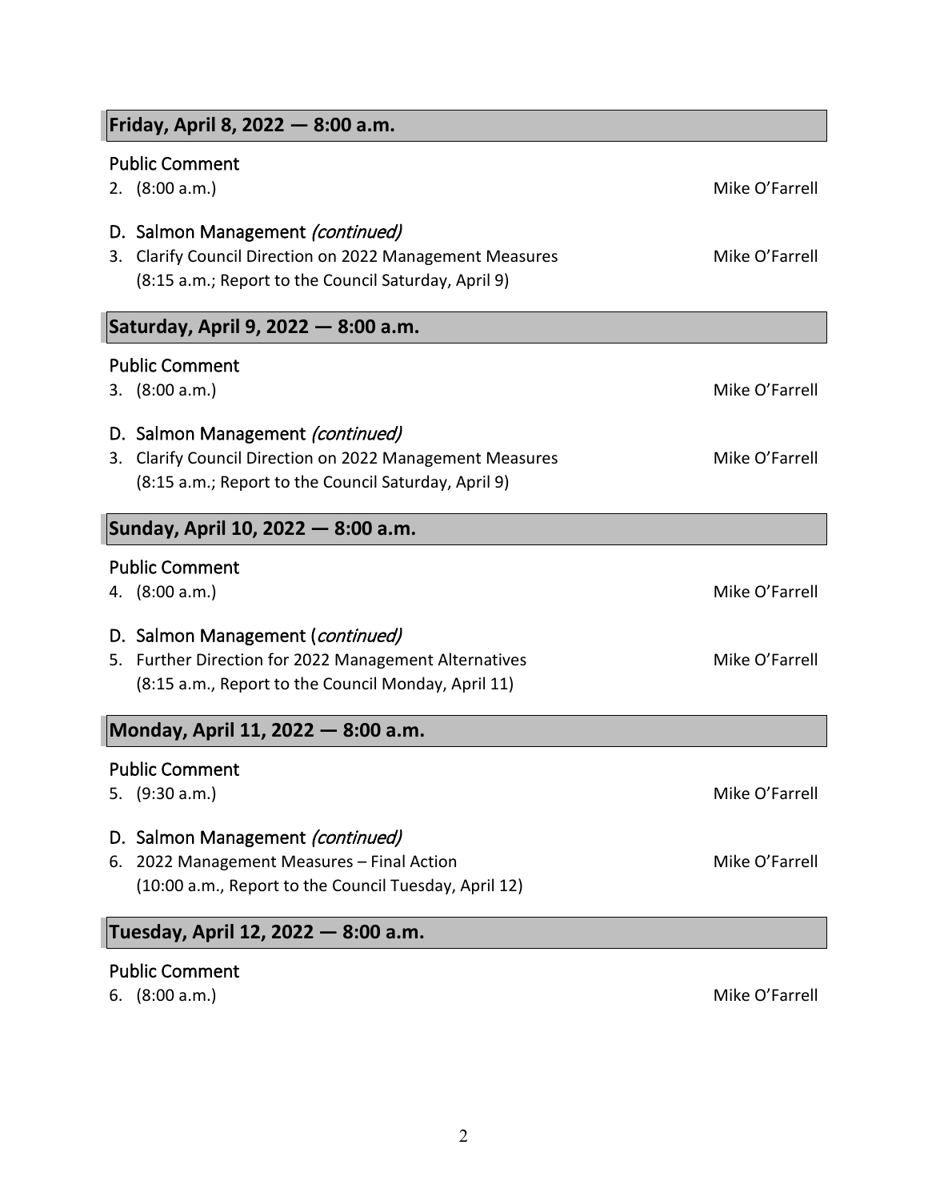## Friday, April 8, 2022 — 8:00 a.m.

### Public Comment

2. (8:00 a.m.) Mike O'Farrell

### D. Salmon Management *(continued)*

3. Clarify Council Direction on 2022 Management Measures Mike O'Farrell
   (8:15 a.m.; Report to the Council Saturday, April 9)

## Saturday, April 9, 2022 — 8:00 a.m.

### Public Comment

3. (8:00 a.m.) Mike O'Farrell

### D. Salmon Management *(continued)*

3. Clarify Council Direction on 2022 Management Measures Mike O'Farrell
   (8:15 a.m.; Report to the Council Saturday, April 9)

## Sunday, April 10, 2022 — 8:00 a.m.

### Public Comment

4. (8:00 a.m.) Mike O'Farrell

### D. Salmon Management (*continued)*

5. Further Direction for 2022 Management Alternatives Mike O'Farrell
   (8:15 a.m., Report to the Council Monday, April 11)

## Monday, April 11, 2022 — 8:00 a.m.

### Public Comment

5. (9:30 a.m.) Mike O'Farrell

### D. Salmon Management *(continued)*

6. 2022 Management Measures – Final Action Mike O'Farrell
   (10:00 a.m., Report to the Council Tuesday, April 12)

## Tuesday, April 12, 2022 — 8:00 a.m.

### Public Comment

6. (8:00 a.m.) Mike O'Farrell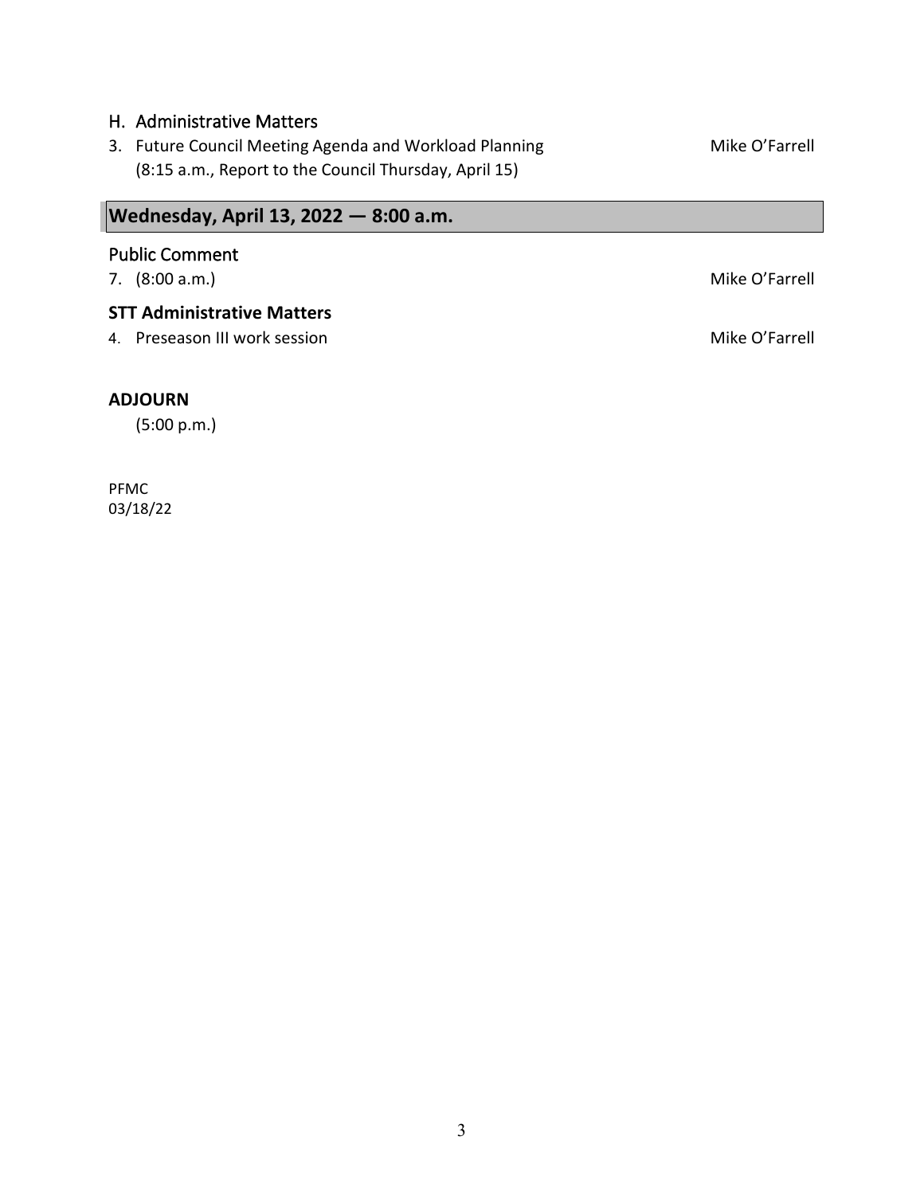## H. Administrative Matters

3. Future Council Meeting Agenda and Workload Planning — Mike O'Farrell
   (8:15 a.m., Report to the Council Thursday, April 15)

## Wednesday, April 13, 2022 — 8:00 a.m.

### Public Comment

7. (8:00 a.m.) — Mike O'Farrell

### STT Administrative Matters

4. Preseason III work session — Mike O'Farrell

### ADJOURN

(5:00 p.m.)

PFMC
03/18/22